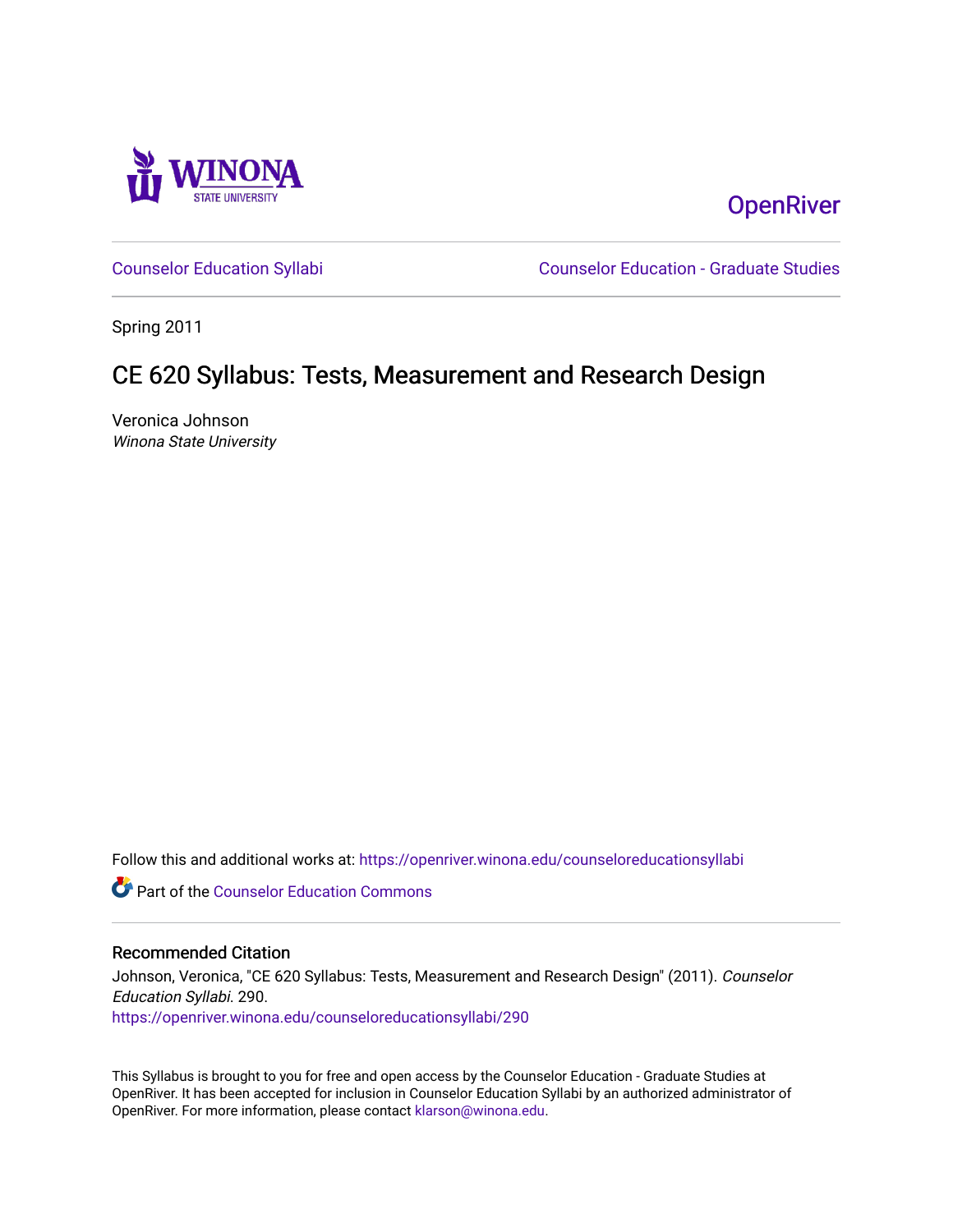OpenRiver

Counselor Education Syllabi | Counselor Education - Graduate Studies

Spring 2011

# CE 620 Syllabus: Tests, Measurement and Research Design

Veronica Johnson
*Winona State University*

Follow this and additional works at: https://openriver.winona.edu/counseloreducationsyllabi

Part of the Counselor Education Commons

## Recommended Citation

Johnson, Veronica, "CE 620 Syllabus: Tests, Measurement and Research Design" (2011). *Counselor Education Syllabi*. 290.
https://openriver.winona.edu/counseloreducationsyllabi/290

This Syllabus is brought to you for free and open access by the Counselor Education - Graduate Studies at OpenRiver. It has been accepted for inclusion in Counselor Education Syllabi by an authorized administrator of OpenRiver. For more information, please contact klarson@winona.edu.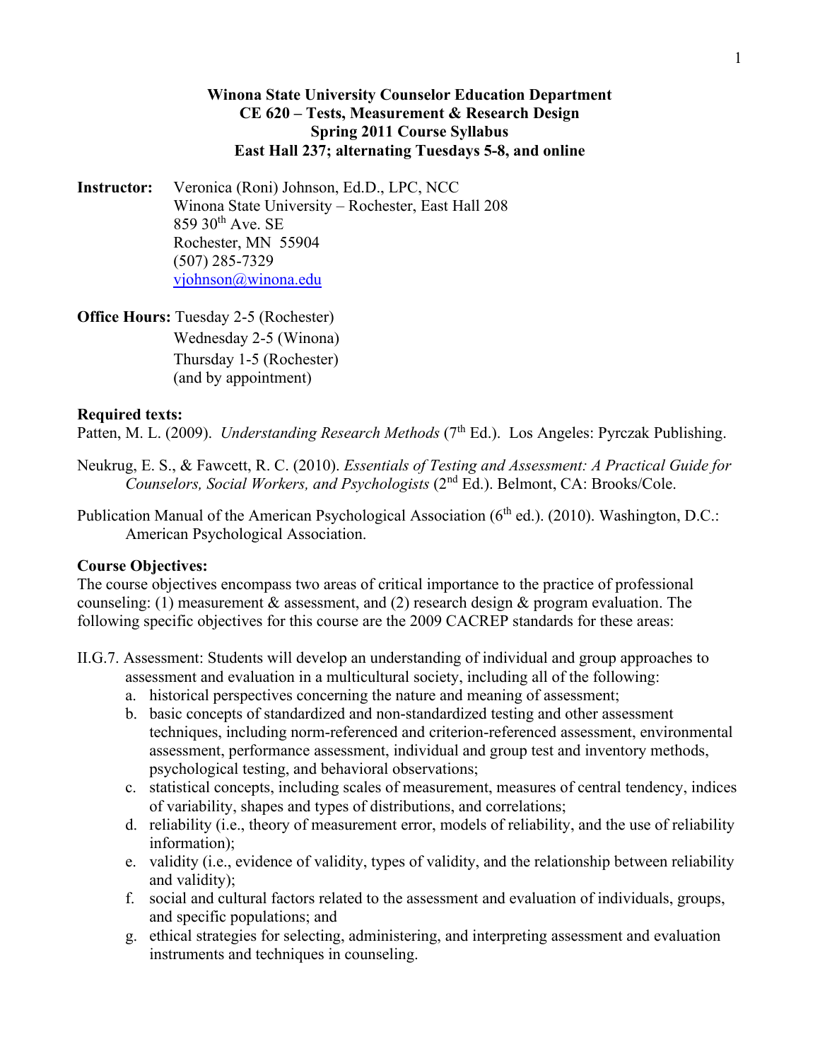# Winona State University Counselor Education Department
# CE 620 – Tests, Measurement & Research Design
# Spring 2011 Course Syllabus
# East Hall 237; alternating Tuesdays 5-8, and online

**Instructor:** Veronica (Roni) Johnson, Ed.D., LPC, NCC
Winona State University – Rochester, East Hall 208
859 30th Ave. SE
Rochester, MN 55904
(507) 285-7329
vjohnson@winona.edu

**Office Hours:** Tuesday 2-5 (Rochester)
Wednesday 2-5 (Winona)
Thursday 1-5 (Rochester)
(and by appointment)

**Required texts:**

Patten, M. L. (2009). *Understanding Research Methods* (7th Ed.). Los Angeles: Pyrczak Publishing.

Neukrug, E. S., & Fawcett, R. C. (2010). *Essentials of Testing and Assessment: A Practical Guide for Counselors, Social Workers, and Psychologists* (2nd Ed.). Belmont, CA: Brooks/Cole.

Publication Manual of the American Psychological Association (6th ed.). (2010). Washington, D.C.: American Psychological Association.

**Course Objectives:**

The course objectives encompass two areas of critical importance to the practice of professional counseling: (1) measurement & assessment, and (2) research design & program evaluation. The following specific objectives for this course are the 2009 CACREP standards for these areas:

II.G.7. Assessment: Students will develop an understanding of individual and group approaches to assessment and evaluation in a multicultural society, including all of the following:

a. historical perspectives concerning the nature and meaning of assessment;
b. basic concepts of standardized and non-standardized testing and other assessment techniques, including norm-referenced and criterion-referenced assessment, environmental assessment, performance assessment, individual and group test and inventory methods, psychological testing, and behavioral observations;
c. statistical concepts, including scales of measurement, measures of central tendency, indices of variability, shapes and types of distributions, and correlations;
d. reliability (i.e., theory of measurement error, models of reliability, and the use of reliability information);
e. validity (i.e., evidence of validity, types of validity, and the relationship between reliability and validity);
f. social and cultural factors related to the assessment and evaluation of individuals, groups, and specific populations; and
g. ethical strategies for selecting, administering, and interpreting assessment and evaluation instruments and techniques in counseling.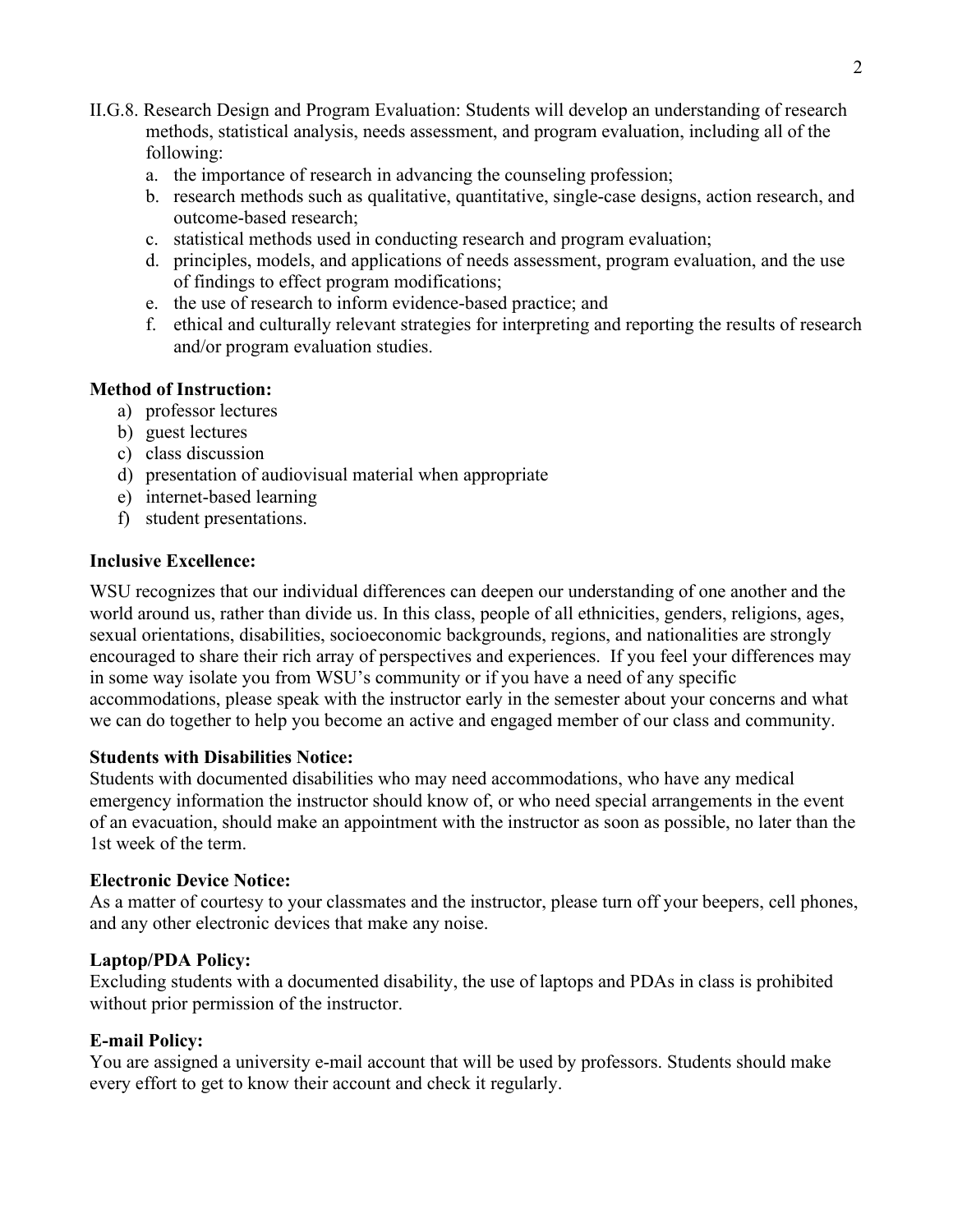II.G.8. Research Design and Program Evaluation: Students will develop an understanding of research methods, statistical analysis, needs assessment, and program evaluation, including all of the following:

a. the importance of research in advancing the counseling profession;
b. research methods such as qualitative, quantitative, single-case designs, action research, and outcome-based research;
c. statistical methods used in conducting research and program evaluation;
d. principles, models, and applications of needs assessment, program evaluation, and the use of findings to effect program modifications;
e. the use of research to inform evidence-based practice; and
f. ethical and culturally relevant strategies for interpreting and reporting the results of research and/or program evaluation studies.

**Method of Instruction:**

a) professor lectures
b) guest lectures
c) class discussion
d) presentation of audiovisual material when appropriate
e) internet-based learning
f) student presentations.

**Inclusive Excellence:**

WSU recognizes that our individual differences can deepen our understanding of one another and the world around us, rather than divide us. In this class, people of all ethnicities, genders, religions, ages, sexual orientations, disabilities, socioeconomic backgrounds, regions, and nationalities are strongly encouraged to share their rich array of perspectives and experiences. If you feel your differences may in some way isolate you from WSU's community or if you have a need of any specific accommodations, please speak with the instructor early in the semester about your concerns and what we can do together to help you become an active and engaged member of our class and community.

**Students with Disabilities Notice:**

Students with documented disabilities who may need accommodations, who have any medical emergency information the instructor should know of, or who need special arrangements in the event of an evacuation, should make an appointment with the instructor as soon as possible, no later than the 1st week of the term.

**Electronic Device Notice:**

As a matter of courtesy to your classmates and the instructor, please turn off your beepers, cell phones, and any other electronic devices that make any noise.

**Laptop/PDA Policy:**

Excluding students with a documented disability, the use of laptops and PDAs in class is prohibited without prior permission of the instructor.

**E-mail Policy:**

You are assigned a university e-mail account that will be used by professors. Students should make every effort to get to know their account and check it regularly.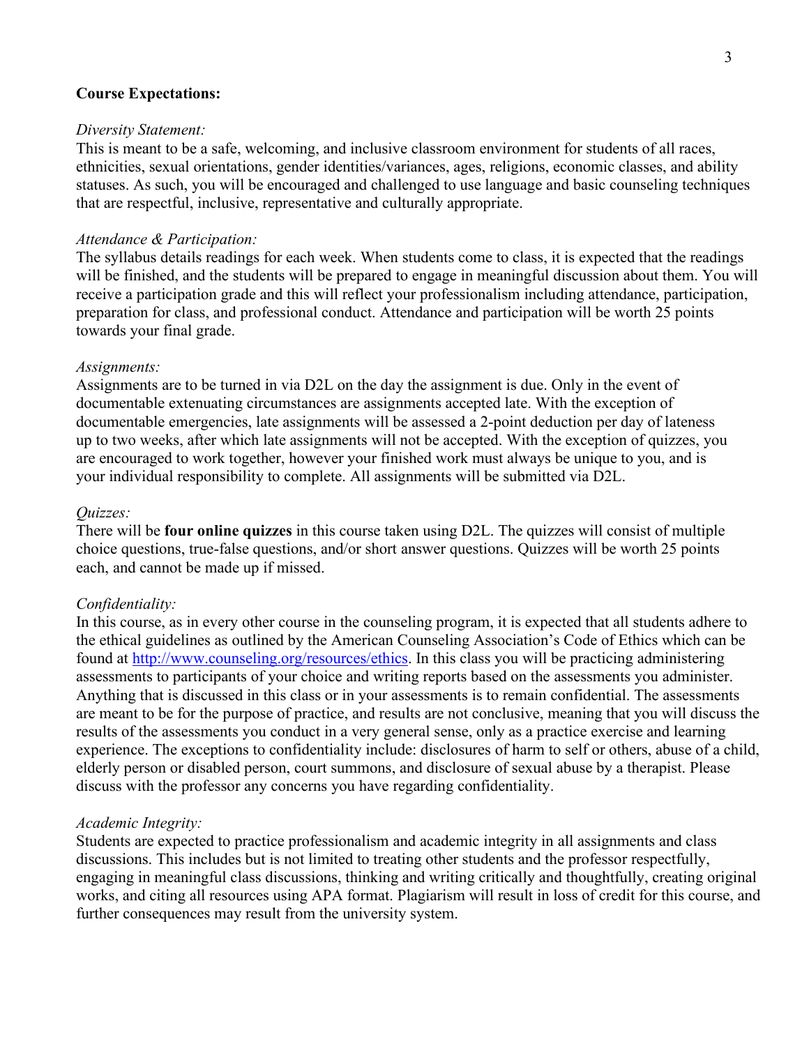**Course Expectations:**

*Diversity Statement:*
This is meant to be a safe, welcoming, and inclusive classroom environment for students of all races, ethnicities, sexual orientations, gender identities/variances, ages, religions, economic classes, and ability statuses. As such, you will be encouraged and challenged to use language and basic counseling techniques that are respectful, inclusive, representative and culturally appropriate.

*Attendance & Participation:*
The syllabus details readings for each week. When students come to class, it is expected that the readings will be finished, and the students will be prepared to engage in meaningful discussion about them. You will receive a participation grade and this will reflect your professionalism including attendance, participation, preparation for class, and professional conduct. Attendance and participation will be worth 25 points towards your final grade.

*Assignments:*
Assignments are to be turned in via D2L on the day the assignment is due. Only in the event of documentable extenuating circumstances are assignments accepted late. With the exception of documentable emergencies, late assignments will be assessed a 2-point deduction per day of lateness up to two weeks, after which late assignments will not be accepted. With the exception of quizzes, you are encouraged to work together, however your finished work must always be unique to you, and is your individual responsibility to complete. All assignments will be submitted via D2L.

*Quizzes:*
There will be **four online quizzes** in this course taken using D2L. The quizzes will consist of multiple choice questions, true-false questions, and/or short answer questions. Quizzes will be worth 25 points each, and cannot be made up if missed.

*Confidentiality:*
In this course, as in every other course in the counseling program, it is expected that all students adhere to the ethical guidelines as outlined by the American Counseling Association's Code of Ethics which can be found at [http://www.counseling.org/resources/ethics](http://www.counseling.org/resources/ethics). In this class you will be practicing administering assessments to participants of your choice and writing reports based on the assessments you administer. Anything that is discussed in this class or in your assessments is to remain confidential. The assessments are meant to be for the purpose of practice, and results are not conclusive, meaning that you will discuss the results of the assessments you conduct in a very general sense, only as a practice exercise and learning experience. The exceptions to confidentiality include: disclosures of harm to self or others, abuse of a child, elderly person or disabled person, court summons, and disclosure of sexual abuse by a therapist. Please discuss with the professor any concerns you have regarding confidentiality.

*Academic Integrity:*
Students are expected to practice professionalism and academic integrity in all assignments and class discussions. This includes but is not limited to treating other students and the professor respectfully, engaging in meaningful class discussions, thinking and writing critically and thoughtfully, creating original works, and citing all resources using APA format. Plagiarism will result in loss of credit for this course, and further consequences may result from the university system.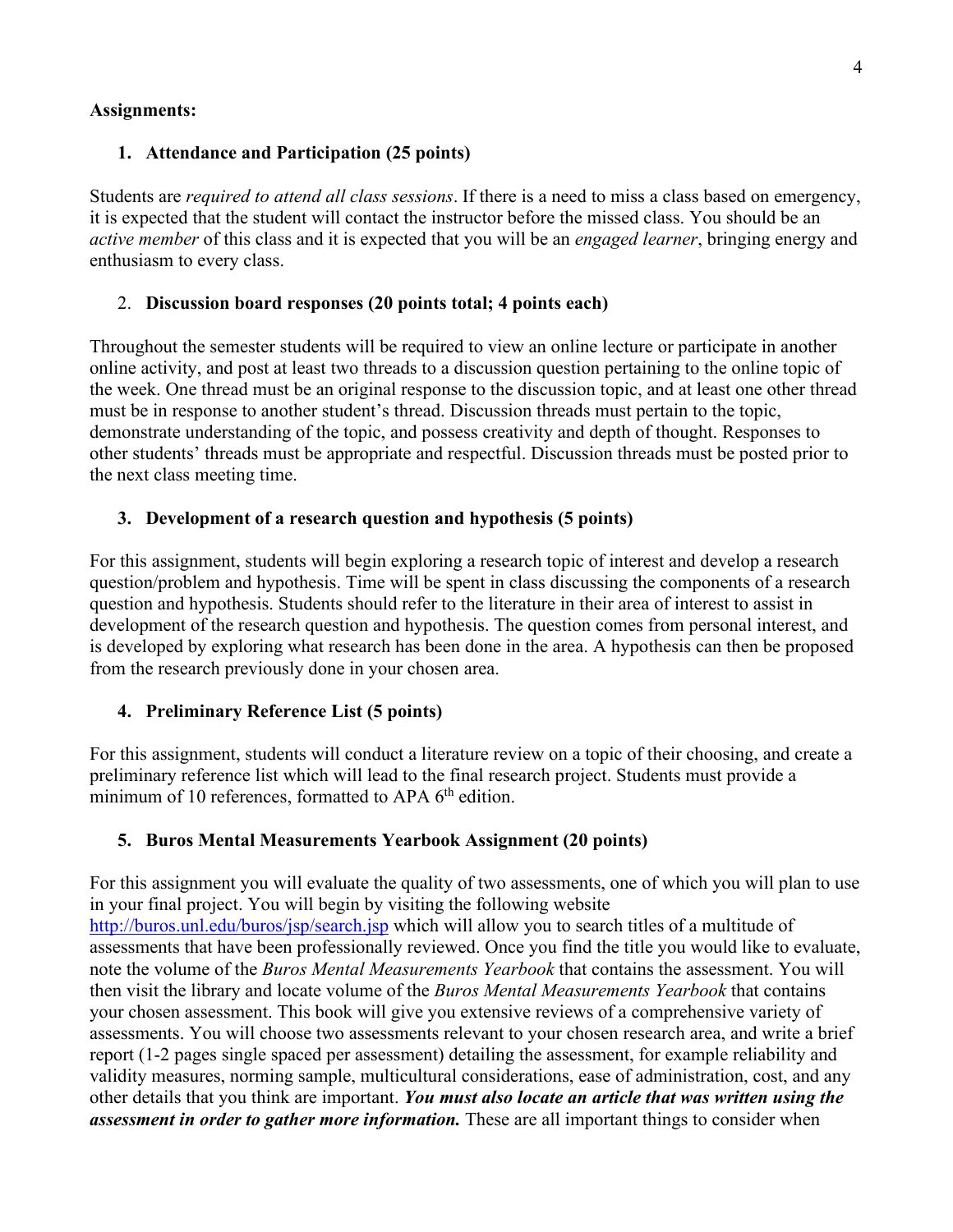**Assignments:**

1. **Attendance and Participation (25 points)**

Students are *required to attend all class sessions*. If there is a need to miss a class based on emergency, it is expected that the student will contact the instructor before the missed class. You should be an *active member* of this class and it is expected that you will be an *engaged learner*, bringing energy and enthusiasm to every class.

2. **Discussion board responses (20 points total; 4 points each)**

Throughout the semester students will be required to view an online lecture or participate in another online activity, and post at least two threads to a discussion question pertaining to the online topic of the week. One thread must be an original response to the discussion topic, and at least one other thread must be in response to another student's thread. Discussion threads must pertain to the topic, demonstrate understanding of the topic, and possess creativity and depth of thought. Responses to other students' threads must be appropriate and respectful. Discussion threads must be posted prior to the next class meeting time.

3. **Development of a research question and hypothesis (5 points)**

For this assignment, students will begin exploring a research topic of interest and develop a research question/problem and hypothesis. Time will be spent in class discussing the components of a research question and hypothesis. Students should refer to the literature in their area of interest to assist in development of the research question and hypothesis. The question comes from personal interest, and is developed by exploring what research has been done in the area. A hypothesis can then be proposed from the research previously done in your chosen area.

4. **Preliminary Reference List (5 points)**

For this assignment, students will conduct a literature review on a topic of their choosing, and create a preliminary reference list which will lead to the final research project. Students must provide a minimum of 10 references, formatted to APA 6th edition.

5. **Buros Mental Measurements Yearbook Assignment (20 points)**

For this assignment you will evaluate the quality of two assessments, one of which you will plan to use in your final project. You will begin by visiting the following website http://buros.unl.edu/buros/jsp/search.jsp which will allow you to search titles of a multitude of assessments that have been professionally reviewed. Once you find the title you would like to evaluate, note the volume of the *Buros Mental Measurements Yearbook* that contains the assessment. You will then visit the library and locate volume of the *Buros Mental Measurements Yearbook* that contains your chosen assessment. This book will give you extensive reviews of a comprehensive variety of assessments. You will choose two assessments relevant to your chosen research area, and write a brief report (1-2 pages single spaced per assessment) detailing the assessment, for example reliability and validity measures, norming sample, multicultural considerations, ease of administration, cost, and any other details that you think are important. ***You must also locate an article that was written using the assessment in order to gather more information.*** These are all important things to consider when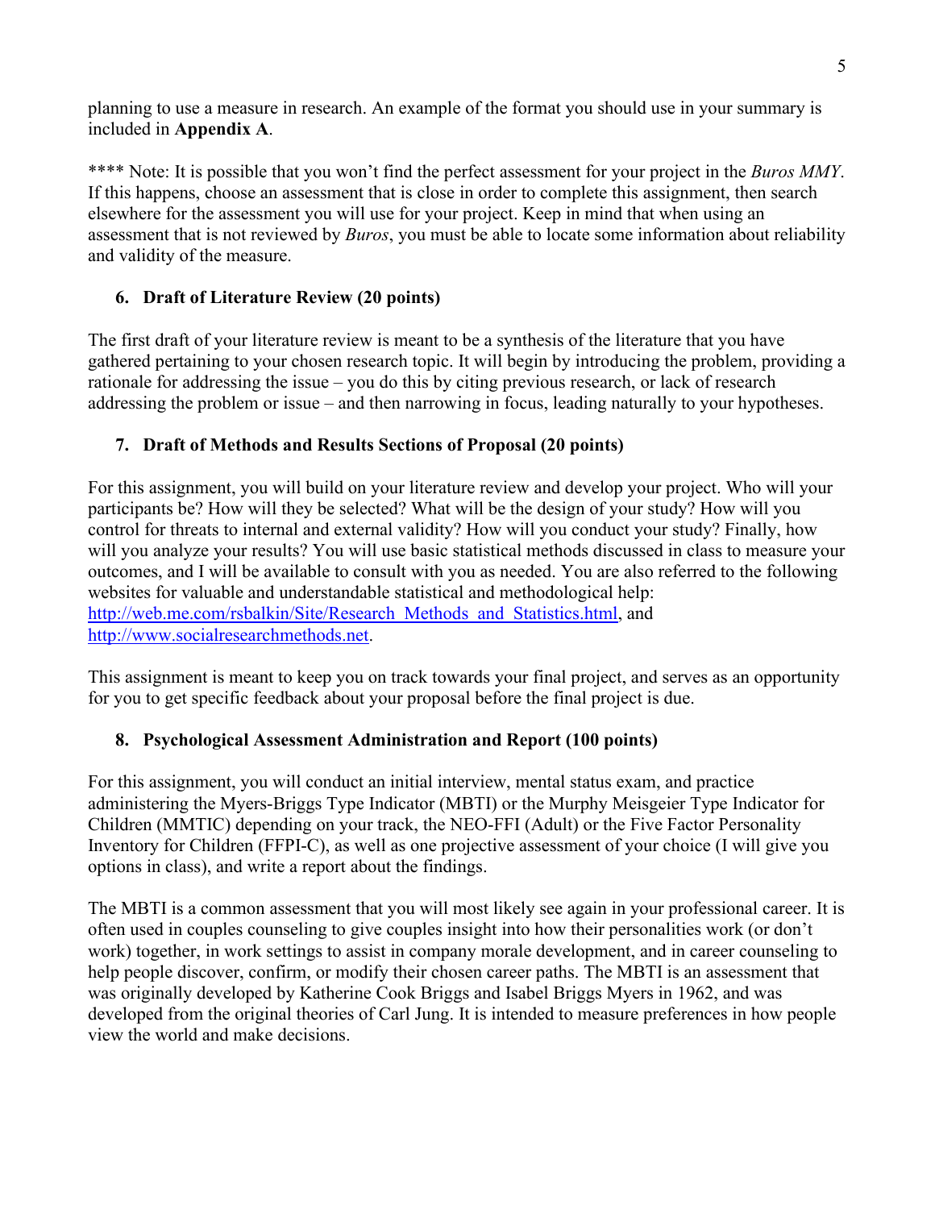planning to use a measure in research. An example of the format you should use in your summary is included in **Appendix A**.

**** Note: It is possible that you won't find the perfect assessment for your project in the *Buros MMY*. If this happens, choose an assessment that is close in order to complete this assignment, then search elsewhere for the assessment you will use for your project. Keep in mind that when using an assessment that is not reviewed by *Buros*, you must be able to locate some information about reliability and validity of the measure.

### 6. Draft of Literature Review (20 points)

The first draft of your literature review is meant to be a synthesis of the literature that you have gathered pertaining to your chosen research topic. It will begin by introducing the problem, providing a rationale for addressing the issue – you do this by citing previous research, or lack of research addressing the problem or issue – and then narrowing in focus, leading naturally to your hypotheses.

### 7. Draft of Methods and Results Sections of Proposal (20 points)

For this assignment, you will build on your literature review and develop your project. Who will your participants be? How will they be selected? What will be the design of your study? How will you control for threats to internal and external validity? How will you conduct your study? Finally, how will you analyze your results? You will use basic statistical methods discussed in class to measure your outcomes, and I will be available to consult with you as needed. You are also referred to the following websites for valuable and understandable statistical and methodological help: [http://web.me.com/rsbalkin/Site/Research_Methods_and_Statistics.html](http://web.me.com/rsbalkin/Site/Research_Methods_and_Statistics.html), and [http://www.socialresearchmethods.net](http://www.socialresearchmethods.net).

This assignment is meant to keep you on track towards your final project, and serves as an opportunity for you to get specific feedback about your proposal before the final project is due.

### 8. Psychological Assessment Administration and Report (100 points)

For this assignment, you will conduct an initial interview, mental status exam, and practice administering the Myers-Briggs Type Indicator (MBTI) or the Murphy Meisgeier Type Indicator for Children (MMTIC) depending on your track, the NEO-FFI (Adult) or the Five Factor Personality Inventory for Children (FFPI-C), as well as one projective assessment of your choice (I will give you options in class), and write a report about the findings.

The MBTI is a common assessment that you will most likely see again in your professional career. It is often used in couples counseling to give couples insight into how their personalities work (or don't work) together, in work settings to assist in company morale development, and in career counseling to help people discover, confirm, or modify their chosen career paths. The MBTI is an assessment that was originally developed by Katherine Cook Briggs and Isabel Briggs Myers in 1962, and was developed from the original theories of Carl Jung. It is intended to measure preferences in how people view the world and make decisions.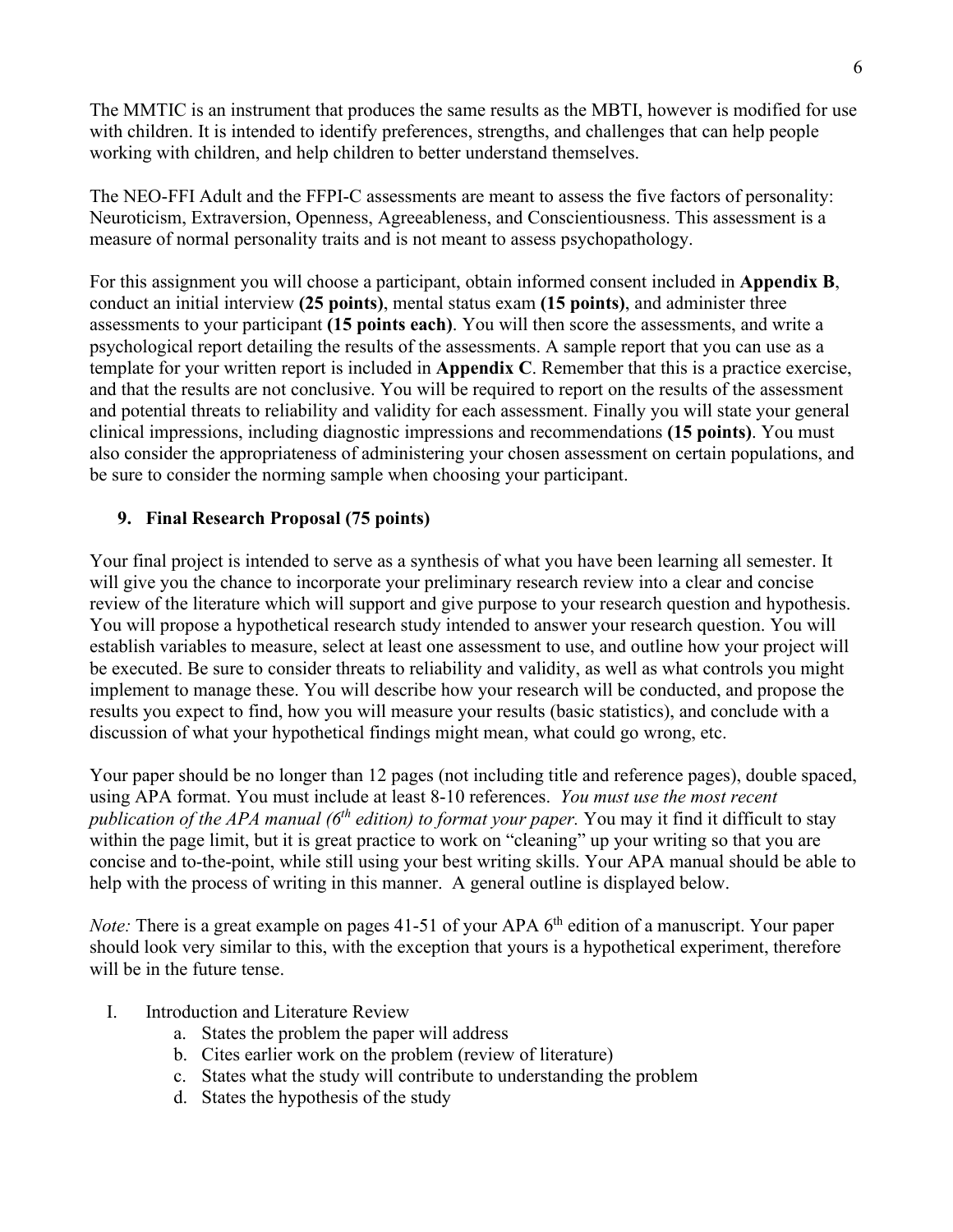The MMTIC is an instrument that produces the same results as the MBTI, however is modified for use with children. It is intended to identify preferences, strengths, and challenges that can help people working with children, and help children to better understand themselves.

The NEO-FFI Adult and the FFPI-C assessments are meant to assess the five factors of personality: Neuroticism, Extraversion, Openness, Agreeableness, and Conscientiousness. This assessment is a measure of normal personality traits and is not meant to assess psychopathology.

For this assignment you will choose a participant, obtain informed consent included in **Appendix B**, conduct an initial interview **(25 points)**, mental status exam **(15 points)**, and administer three assessments to your participant **(15 points each)**. You will then score the assessments, and write a psychological report detailing the results of the assessments. A sample report that you can use as a template for your written report is included in **Appendix C**. Remember that this is a practice exercise, and that the results are not conclusive. You will be required to report on the results of the assessment and potential threats to reliability and validity for each assessment. Finally you will state your general clinical impressions, including diagnostic impressions and recommendations **(15 points)**. You must also consider the appropriateness of administering your chosen assessment on certain populations, and be sure to consider the norming sample when choosing your participant.

## 9. Final Research Proposal (75 points)

Your final project is intended to serve as a synthesis of what you have been learning all semester. It will give you the chance to incorporate your preliminary research review into a clear and concise review of the literature which will support and give purpose to your research question and hypothesis. You will propose a hypothetical research study intended to answer your research question. You will establish variables to measure, select at least one assessment to use, and outline how your project will be executed. Be sure to consider threats to reliability and validity, as well as what controls you might implement to manage these. You will describe how your research will be conducted, and propose the results you expect to find, how you will measure your results (basic statistics), and conclude with a discussion of what your hypothetical findings might mean, what could go wrong, etc.

Your paper should be no longer than 12 pages (not including title and reference pages), double spaced, using APA format. You must include at least 8-10 references. *You must use the most recent publication of the APA manual (6th edition) to format your paper.* You may it find it difficult to stay within the page limit, but it is great practice to work on "cleaning" up your writing so that you are concise and to-the-point, while still using your best writing skills. Your APA manual should be able to help with the process of writing in this manner. A general outline is displayed below.

*Note:* There is a great example on pages 41-51 of your APA 6th edition of a manuscript. Your paper should look very similar to this, with the exception that yours is a hypothetical experiment, therefore will be in the future tense.

I. Introduction and Literature Review
   a. States the problem the paper will address
   b. Cites earlier work on the problem (review of literature)
   c. States what the study will contribute to understanding the problem
   d. States the hypothesis of the study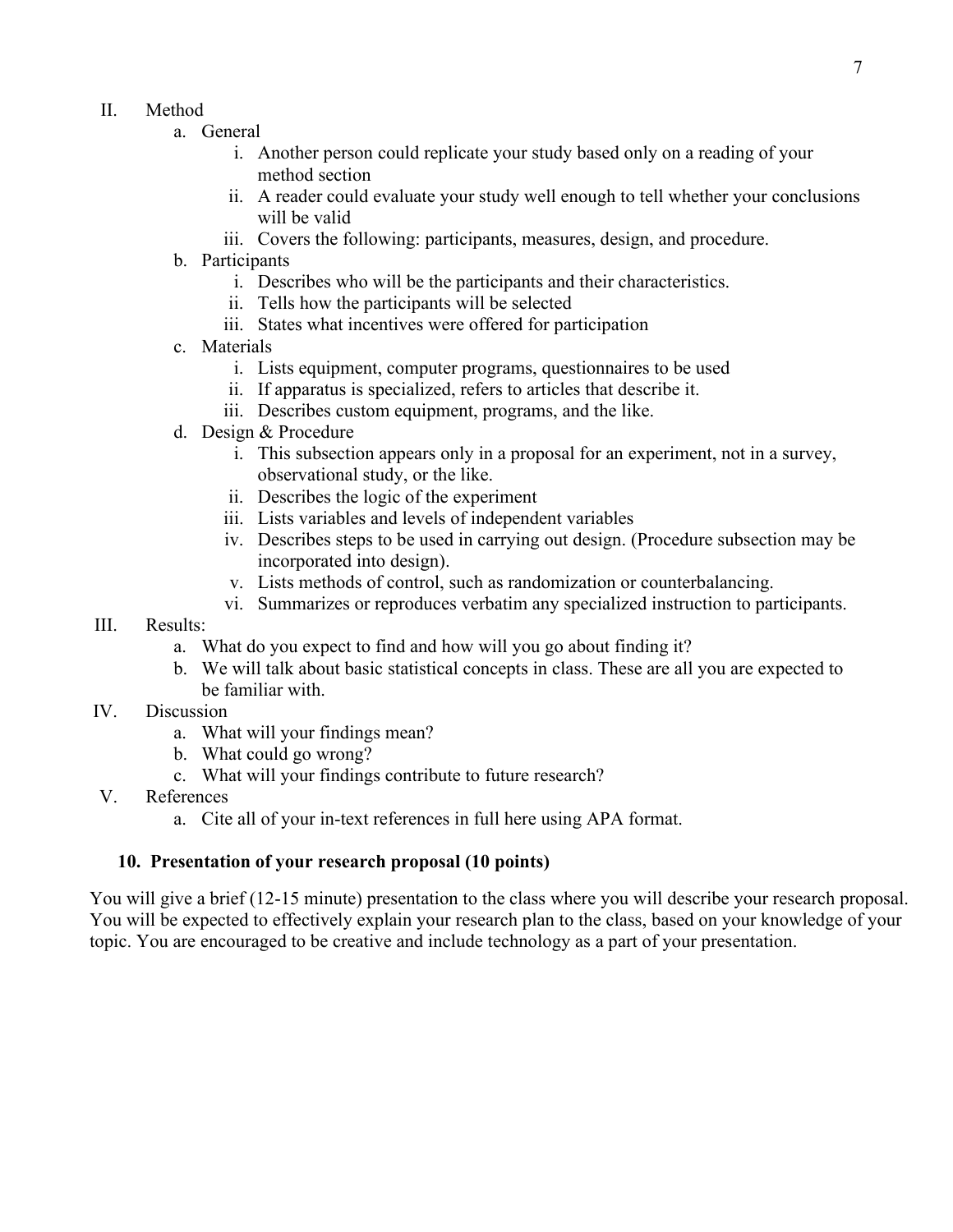II. Method
   a. General
      i. Another person could replicate your study based only on a reading of your method section
      ii. A reader could evaluate your study well enough to tell whether your conclusions will be valid
      iii. Covers the following: participants, measures, design, and procedure.
   b. Participants
      i. Describes who will be the participants and their characteristics.
      ii. Tells how the participants will be selected
      iii. States what incentives were offered for participation
   c. Materials
      i. Lists equipment, computer programs, questionnaires to be used
      ii. If apparatus is specialized, refers to articles that describe it.
      iii. Describes custom equipment, programs, and the like.
   d. Design & Procedure
      i. This subsection appears only in a proposal for an experiment, not in a survey, observational study, or the like.
      ii. Describes the logic of the experiment
      iii. Lists variables and levels of independent variables
      iv. Describes steps to be used in carrying out design. (Procedure subsection may be incorporated into design).
      v. Lists methods of control, such as randomization or counterbalancing.
      vi. Summarizes or reproduces verbatim any specialized instruction to participants.

III. Results:
   a. What do you expect to find and how will you go about finding it?
   b. We will talk about basic statistical concepts in class. These are all you are expected to be familiar with.

IV. Discussion
   a. What will your findings mean?
   b. What could go wrong?
   c. What will your findings contribute to future research?

V. References
   a. Cite all of your in-text references in full here using APA format.

### 10. Presentation of your research proposal (10 points)

You will give a brief (12-15 minute) presentation to the class where you will describe your research proposal. You will be expected to effectively explain your research plan to the class, based on your knowledge of your topic. You are encouraged to be creative and include technology as a part of your presentation.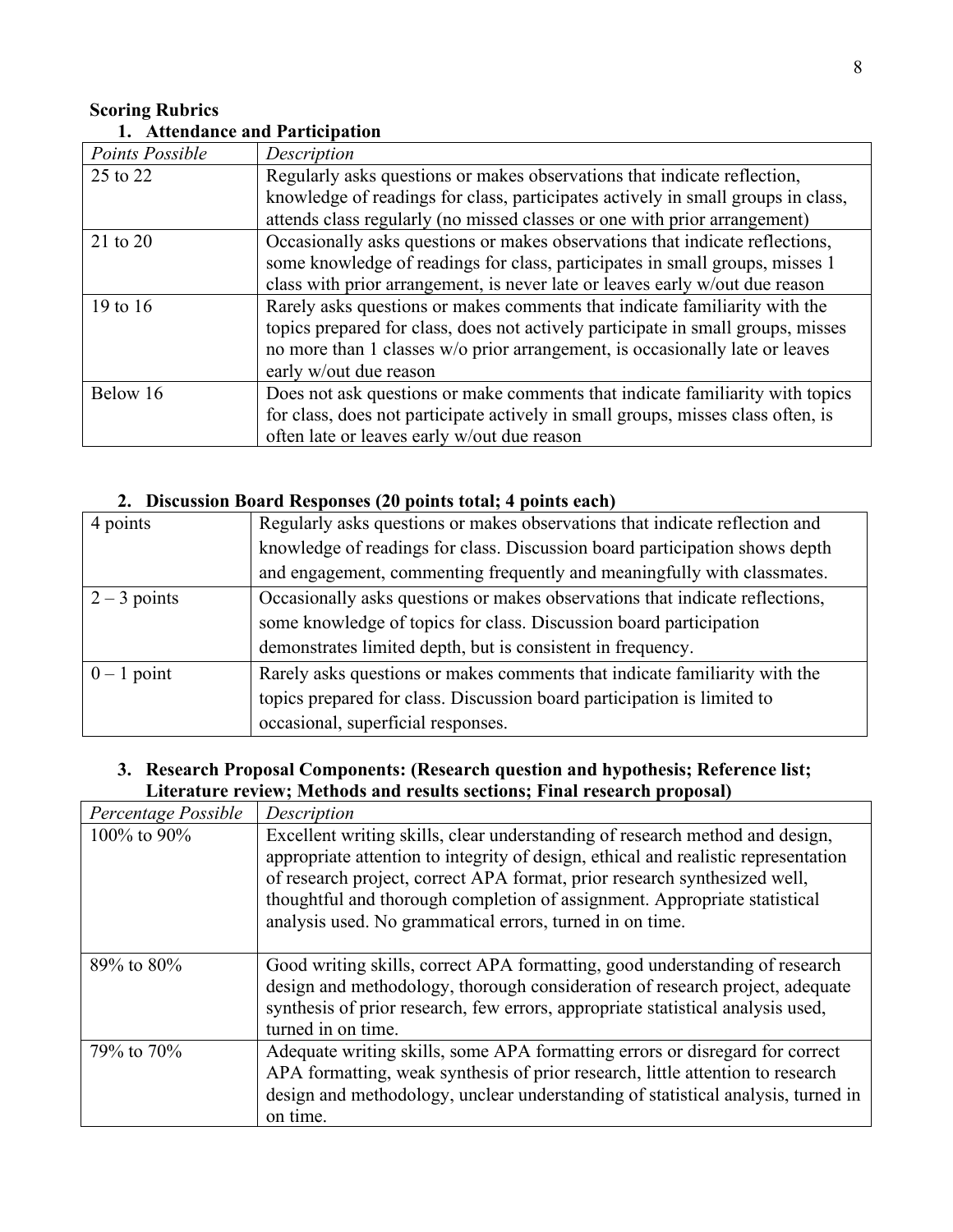**Scoring Rubrics**

1. **Attendance and Participation**

| *Points Possible* | *Description* |
|---|---|
| 25 to 22 | Regularly asks questions or makes observations that indicate reflection, knowledge of readings for class, participates actively in small groups in class, attends class regularly (no missed classes or one with prior arrangement) |
| 21 to 20 | Occasionally asks questions or makes observations that indicate reflections, some knowledge of readings for class, participates in small groups, misses 1 class with prior arrangement, is never late or leaves early w/out due reason |
| 19 to 16 | Rarely asks questions or makes comments that indicate familiarity with the topics prepared for class, does not actively participate in small groups, misses no more than 1 classes w/o prior arrangement, is occasionally late or leaves early w/out due reason |
| Below 16 | Does not ask questions or make comments that indicate familiarity with topics for class, does not participate actively in small groups, misses class often, is often late or leaves early w/out due reason |

2. **Discussion Board Responses (20 points total; 4 points each)**

| | |
|---|---|
| 4 points | Regularly asks questions or makes observations that indicate reflection and knowledge of readings for class. Discussion board participation shows depth and engagement, commenting frequently and meaningfully with classmates. |
| 2 – 3 points | Occasionally asks questions or makes observations that indicate reflections, some knowledge of topics for class. Discussion board participation demonstrates limited depth, but is consistent in frequency. |
| 0 – 1 point | Rarely asks questions or makes comments that indicate familiarity with the topics prepared for class. Discussion board participation is limited to occasional, superficial responses. |

3. **Research Proposal Components: (Research question and hypothesis; Reference list; Literature review; Methods and results sections; Final research proposal)**

| *Percentage Possible* | *Description* |
|---|---|
| 100% to 90% | Excellent writing skills, clear understanding of research method and design, appropriate attention to integrity of design, ethical and realistic representation of research project, correct APA format, prior research synthesized well, thoughtful and thorough completion of assignment. Appropriate statistical analysis used. No grammatical errors, turned in on time. |
| 89% to 80% | Good writing skills, correct APA formatting, good understanding of research design and methodology, thorough consideration of research project, adequate synthesis of prior research, few errors, appropriate statistical analysis used, turned in on time. |
| 79% to 70% | Adequate writing skills, some APA formatting errors or disregard for correct APA formatting, weak synthesis of prior research, little attention to research design and methodology, unclear understanding of statistical analysis, turned in on time. |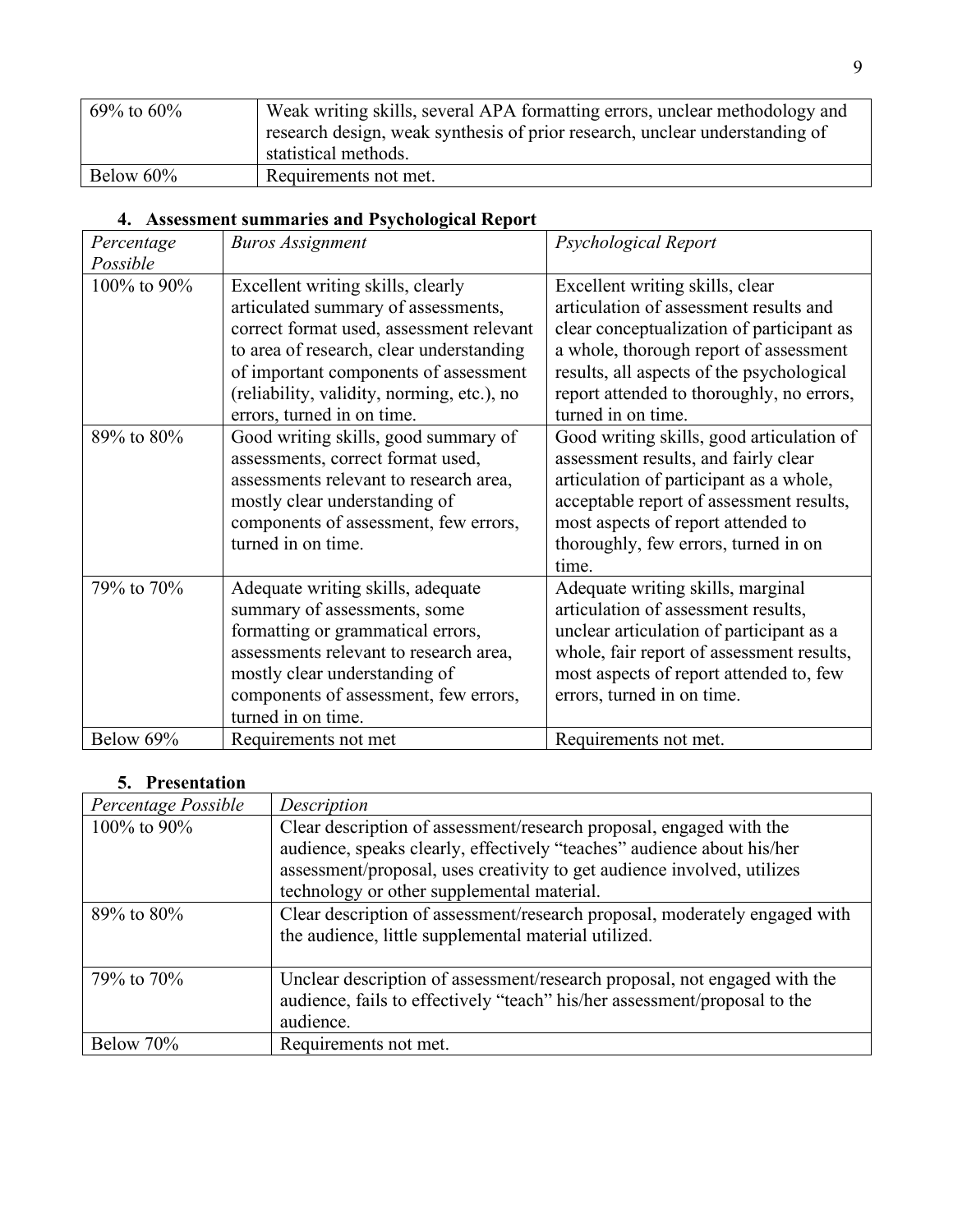| | |
|---|---|
| 69% to 60% | Weak writing skills, several APA formatting errors, unclear methodology and research design, weak synthesis of prior research, unclear understanding of statistical methods. |
| Below 60% | Requirements not met. |

### 4. Assessment summaries and Psychological Report

| *Percentage Possible* | *Buros Assignment* | *Psychological Report* |
|---|---|---|
| 100% to 90% | Excellent writing skills, clearly articulated summary of assessments, correct format used, assessment relevant to area of research, clear understanding of important components of assessment (reliability, validity, norming, etc.), no errors, turned in on time. | Excellent writing skills, clear articulation of assessment results and clear conceptualization of participant as a whole, thorough report of assessment results, all aspects of the psychological report attended to thoroughly, no errors, turned in on time. |
| 89% to 80% | Good writing skills, good summary of assessments, correct format used, assessments relevant to research area, mostly clear understanding of components of assessment, few errors, turned in on time. | Good writing skills, good articulation of assessment results, and fairly clear articulation of participant as a whole, acceptable report of assessment results, most aspects of report attended to thoroughly, few errors, turned in on time. |
| 79% to 70% | Adequate writing skills, adequate summary of assessments, some formatting or grammatical errors, assessments relevant to research area, mostly clear understanding of components of assessment, few errors, turned in on time. | Adequate writing skills, marginal articulation of assessment results, unclear articulation of participant as a whole, fair report of assessment results, most aspects of report attended to, few errors, turned in on time. |
| Below 69% | Requirements not met | Requirements not met. |

### 5. Presentation

| *Percentage Possible* | *Description* |
|---|---|
| 100% to 90% | Clear description of assessment/research proposal, engaged with the audience, speaks clearly, effectively "teaches" audience about his/her assessment/proposal, uses creativity to get audience involved, utilizes technology or other supplemental material. |
| 89% to 80% | Clear description of assessment/research proposal, moderately engaged with the audience, little supplemental material utilized. |
| 79% to 70% | Unclear description of assessment/research proposal, not engaged with the audience, fails to effectively "teach" his/her assessment/proposal to the audience. |
| Below 70% | Requirements not met. |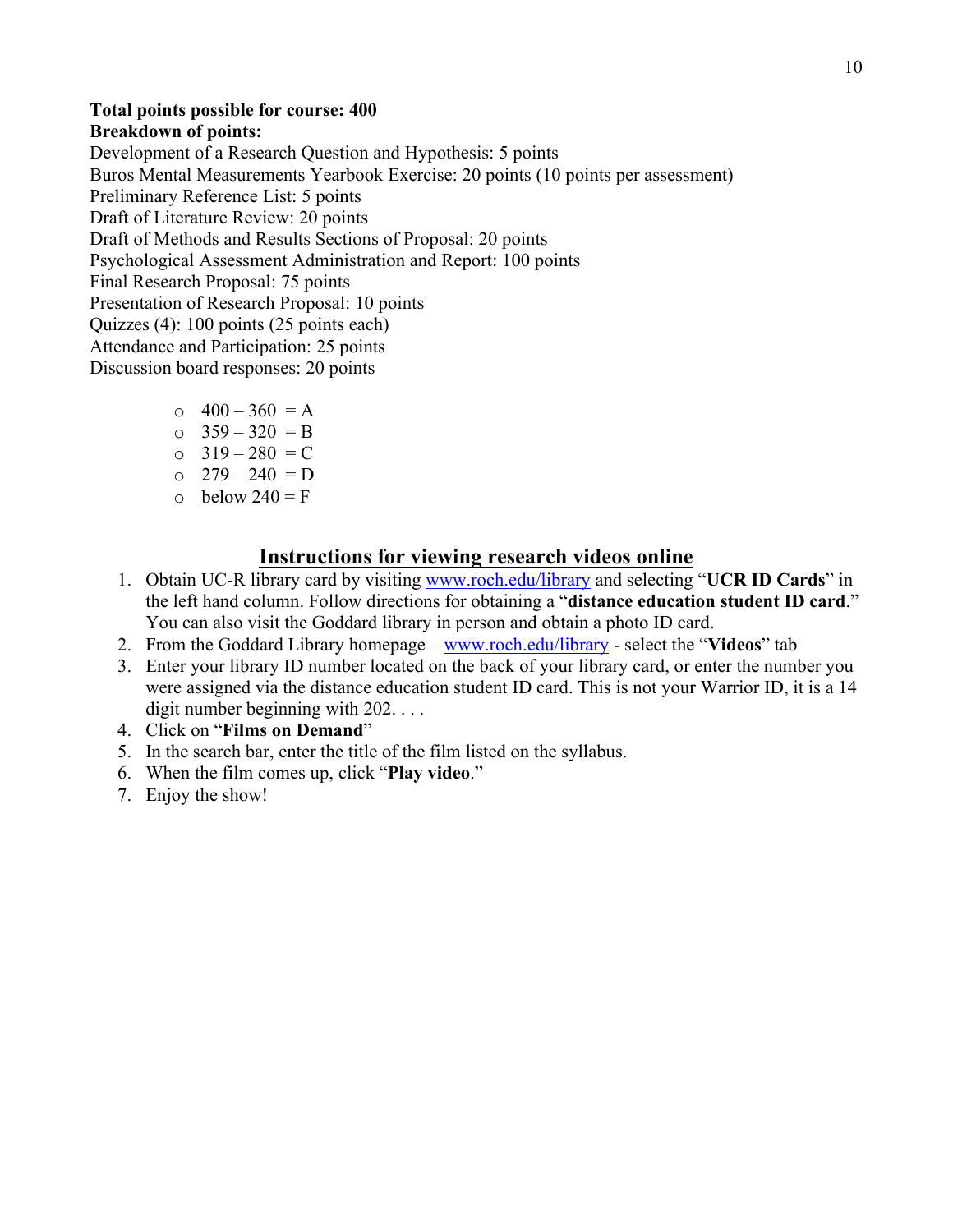**Total points possible for course: 400**
**Breakdown of points:**

Development of a Research Question and Hypothesis: 5 points
Buros Mental Measurements Yearbook Exercise: 20 points (10 points per assessment)
Preliminary Reference List: 5 points
Draft of Literature Review: 20 points
Draft of Methods and Results Sections of Proposal: 20 points
Psychological Assessment Administration and Report: 100 points
Final Research Proposal: 75 points
Presentation of Research Proposal: 10 points
Quizzes (4): 100 points (25 points each)
Attendance and Participation: 25 points
Discussion board responses: 20 points

- 400 – 360 = A
- 359 – 320 = B
- 319 – 280 = C
- 279 – 240 = D
- below 240 = F

## Instructions for viewing research videos online

1. Obtain UC-R library card by visiting www.roch.edu/library and selecting "**UCR ID Cards**" in the left hand column. Follow directions for obtaining a "**distance education student ID card**." You can also visit the Goddard library in person and obtain a photo ID card.
2. From the Goddard Library homepage – www.roch.edu/library - select the "**Videos**" tab
3. Enter your library ID number located on the back of your library card, or enter the number you were assigned via the distance education student ID card. This is not your Warrior ID, it is a 14 digit number beginning with 202. . . .
4. Click on "**Films on Demand**"
5. In the search bar, enter the title of the film listed on the syllabus.
6. When the film comes up, click "**Play video**."
7. Enjoy the show!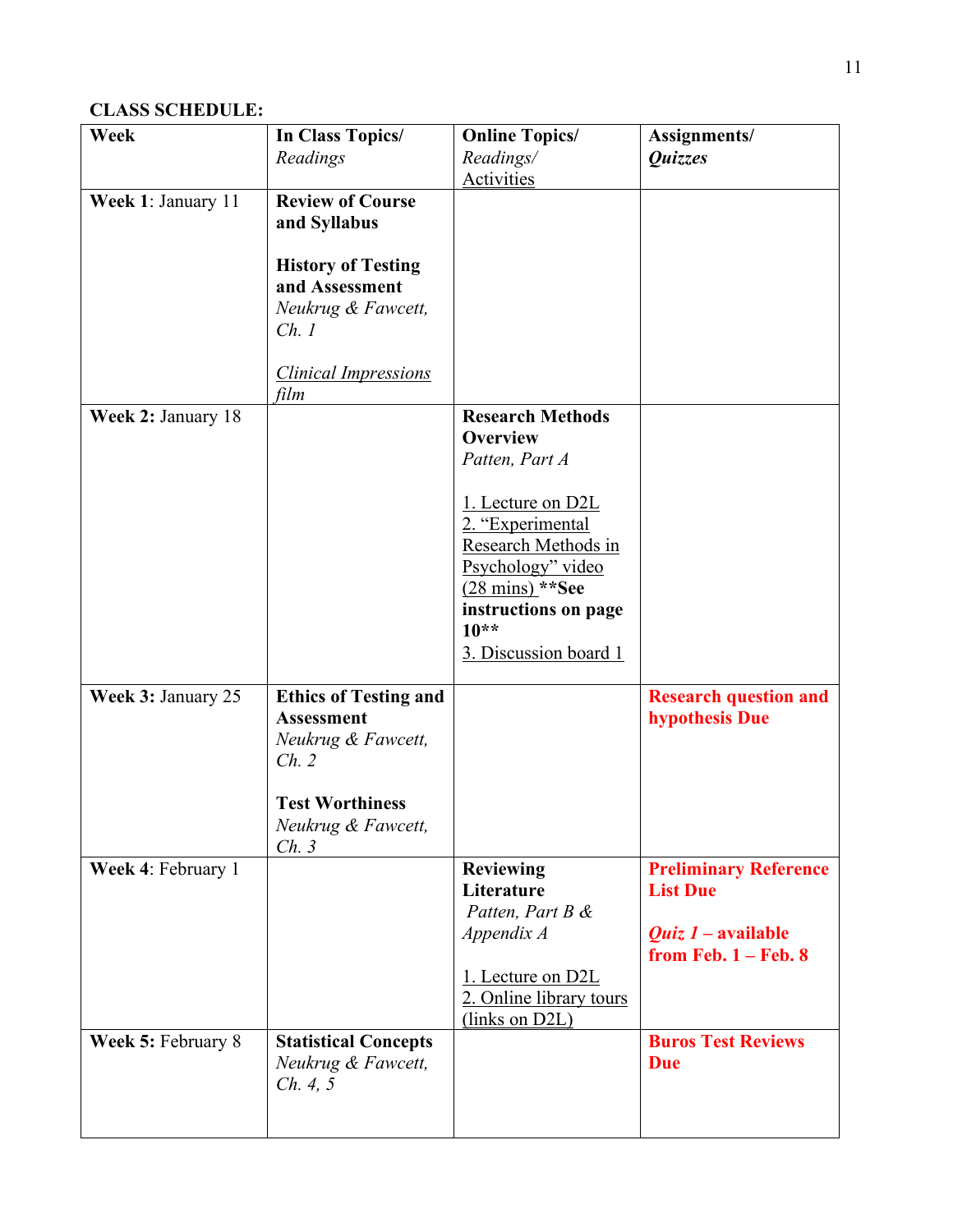**CLASS SCHEDULE:**

| **Week** | **In Class Topics/** *Readings* | **Online Topics/** *Readings/* Activities | **Assignments/** ***Quizzes*** |
|---|---|---|---|
| **Week 1**: January 11 | **Review of Course and Syllabus**<br><br>**History of Testing and Assessment**<br>*Neukrug & Fawcett, Ch. 1*<br><br>*Clinical Impressions film* | | |
| **Week 2:** January 18 | | **Research Methods Overview**<br>*Patten, Part A*<br><br>1. Lecture on D2L<br>2. "Experimental Research Methods in Psychology" video (28 mins) **\*\*See instructions on page 10\*\***<br>3. Discussion board 1 | |
| **Week 3:** January 25 | **Ethics of Testing and Assessment**<br>*Neukrug & Fawcett, Ch. 2*<br><br>**Test Worthiness**<br>*Neukrug & Fawcett, Ch. 3* | | **Research question and hypothesis Due** |
| **Week 4**: February 1 | | **Reviewing Literature**<br>*Patten, Part B & Appendix A*<br><br>1. Lecture on D2L<br>2. Online library tours (links on D2L) | **Preliminary Reference List Due**<br><br>***Quiz 1*** **– available from Feb. 1 – Feb. 8** |
| **Week 5:** February 8 | **Statistical Concepts**<br>*Neukrug & Fawcett, Ch. 4, 5* | | **Buros Test Reviews Due** |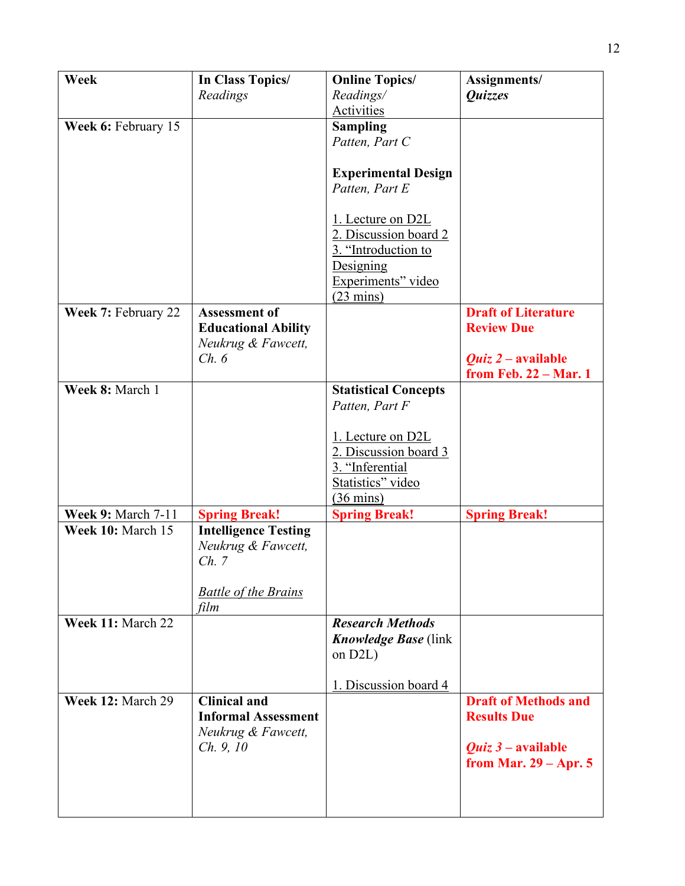| **Week** | **In Class Topics/** *Readings* | **Online Topics/** *Readings/* Activities | **Assignments/** ***Quizzes*** |
|---|---|---|---|
| **Week 6:** February 15 | | **Sampling** *Patten, Part C* <br><br> **Experimental Design** *Patten, Part E* <br><br> 1. Lecture on D2L <br> 2. Discussion board 2 <br> 3. "Introduction to Designing Experiments" video (23 mins) | |
| **Week 7:** February 22 | **Assessment of Educational Ability** *Neukrug & Fawcett, Ch. 6* | | **Draft of Literature Review Due** <br><br> ***Quiz 2*** **– available from Feb. 22 – Mar. 1** |
| **Week 8:** March 1 | | **Statistical Concepts** *Patten, Part F* <br><br> 1. Lecture on D2L <br> 2. Discussion board 3 <br> 3. "Inferential Statistics" video (36 mins) | |
| **Week 9:** March 7-11 | **Spring Break!** | **Spring Break!** | **Spring Break!** |
| **Week 10:** March 15 | **Intelligence Testing** *Neukrug & Fawcett, Ch. 7* <br><br> *Battle of the Brains film* | | |
| **Week 11:** March 22 | | ***Research Methods Knowledge Base*** (link on D2L) <br><br> 1. Discussion board 4 | |
| **Week 12:** March 29 | **Clinical and Informal Assessment** *Neukrug & Fawcett, Ch. 9, 10* | | **Draft of Methods and Results Due** <br><br> ***Quiz 3*** **– available from Mar. 29 – Apr. 5** |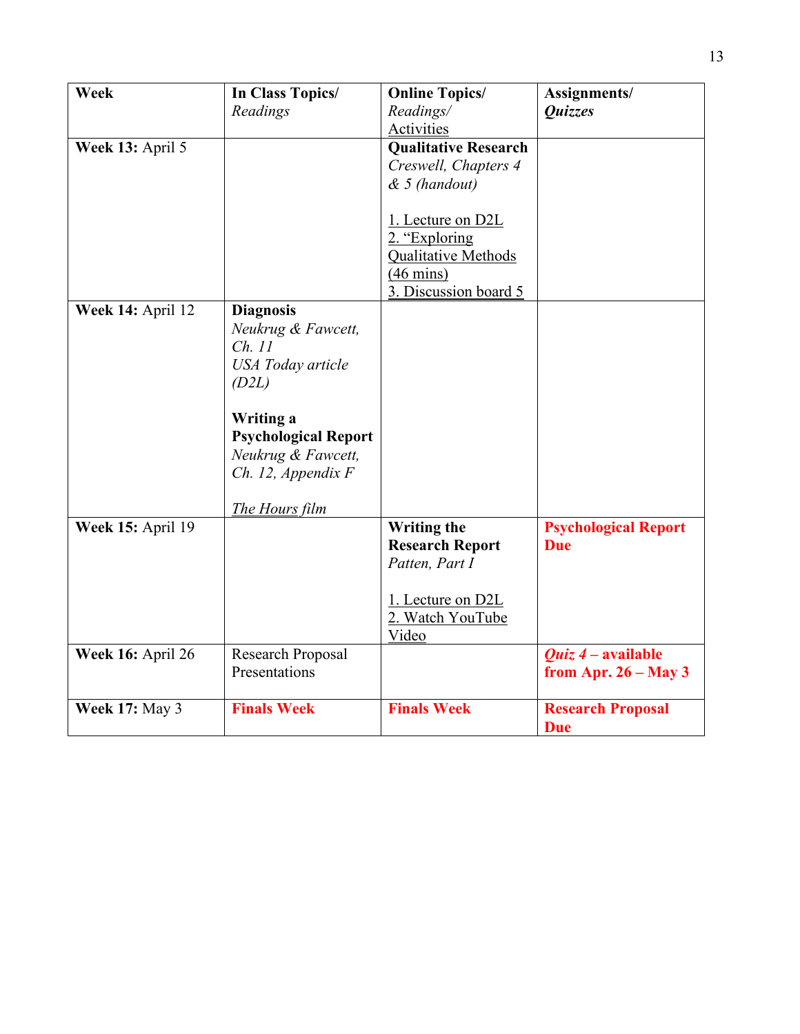| **Week** | **In Class Topics/** *Readings* | **Online Topics/** *Readings/* Activities | **Assignments/** ***Quizzes*** |
|---|---|---|---|
| **Week 13:** April 5 | | **Qualitative Research** *Creswell, Chapters 4 & 5 (handout)* <br><br> 1. Lecture on D2L <br> 2. "Exploring Qualitative Methods (46 mins) <br> 3. Discussion board 5 | |
| **Week 14:** April 12 | **Diagnosis** *Neukrug & Fawcett, Ch. 11* *USA Today article (D2L)* <br><br> **Writing a Psychological Report** *Neukrug & Fawcett, Ch. 12, Appendix F* <br><br> *The Hours film* | | |
| **Week 15:** April 19 | | **Writing the Research Report** *Patten, Part I* <br><br> 1. Lecture on D2L <br> 2. Watch YouTube Video | **Psychological Report Due** |
| **Week 16:** April 26 | Research Proposal Presentations | | ***Quiz 4*** **– available from Apr. 26 – May 3** |
| **Week 17:** May 3 | **Finals Week** | **Finals Week** | **Research Proposal Due** |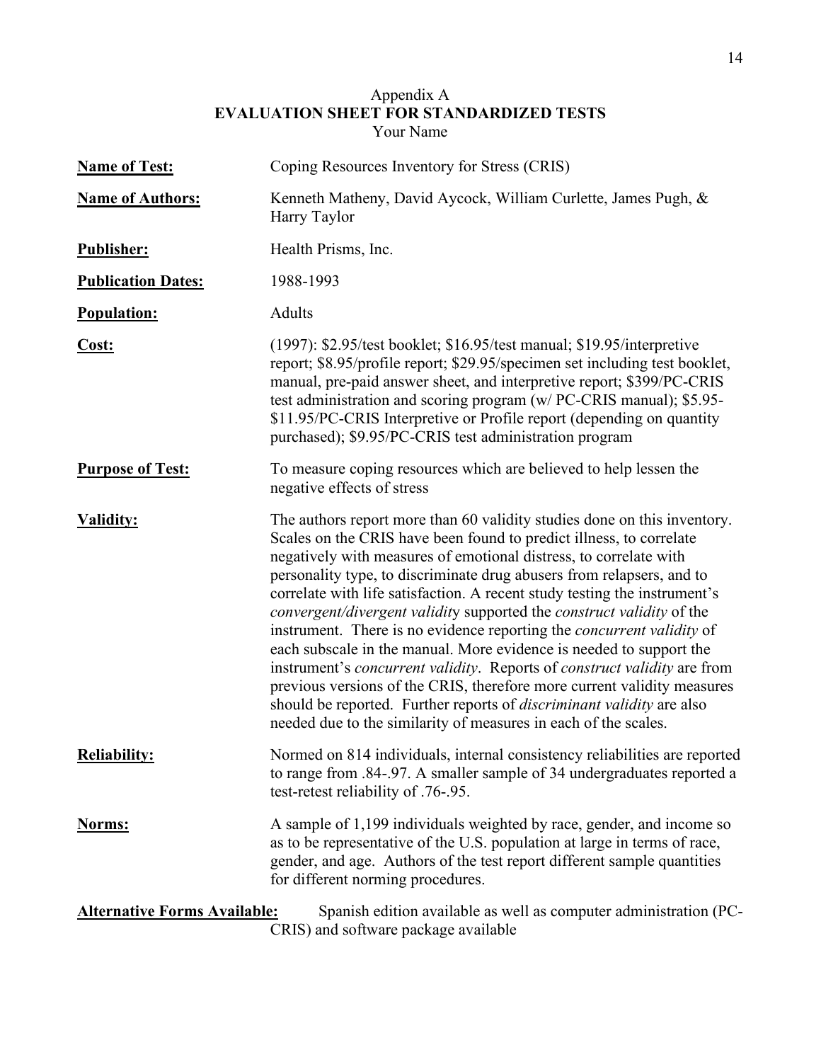Appendix A

**EVALUATION SHEET FOR STANDARDIZED TESTS**

Your Name

**Name of Test:** Coping Resources Inventory for Stress (CRIS)

**Name of Authors:** Kenneth Matheny, David Aycock, William Curlette, James Pugh, & Harry Taylor

**Publisher:** Health Prisms, Inc.

**Publication Dates:** 1988-1993

**Population:** Adults

**Cost:** (1997): $2.95/test booklet; $16.95/test manual; $19.95/interpretive report; $8.95/profile report; $29.95/specimen set including test booklet, manual, pre-paid answer sheet, and interpretive report; $399/PC-CRIS test administration and scoring program (w/ PC-CRIS manual); $5.95-$11.95/PC-CRIS Interpretive or Profile report (depending on quantity purchased); $9.95/PC-CRIS test administration program

**Purpose of Test:** To measure coping resources which are believed to help lessen the negative effects of stress

**Validity:** The authors report more than 60 validity studies done on this inventory. Scales on the CRIS have been found to predict illness, to correlate negatively with measures of emotional distress, to correlate with personality type, to discriminate drug abusers from relapsers, and to correlate with life satisfaction. A recent study testing the instrument's *convergent/divergent validity* supported the *construct validity* of the instrument. There is no evidence reporting the *concurrent validity* of each subscale in the manual. More evidence is needed to support the instrument's *concurrent validity*. Reports of *construct validity* are from previous versions of the CRIS, therefore more current validity measures should be reported. Further reports of *discriminant validity* are also needed due to the similarity of measures in each of the scales.

**Reliability:** Normed on 814 individuals, internal consistency reliabilities are reported to range from .84-.97. A smaller sample of 34 undergraduates reported a test-retest reliability of .76-.95.

**Norms:** A sample of 1,199 individuals weighted by race, gender, and income so as to be representative of the U.S. population at large in terms of race, gender, and age. Authors of the test report different sample quantities for different norming procedures.

**Alternative Forms Available:** Spanish edition available as well as computer administration (PC-CRIS) and software package available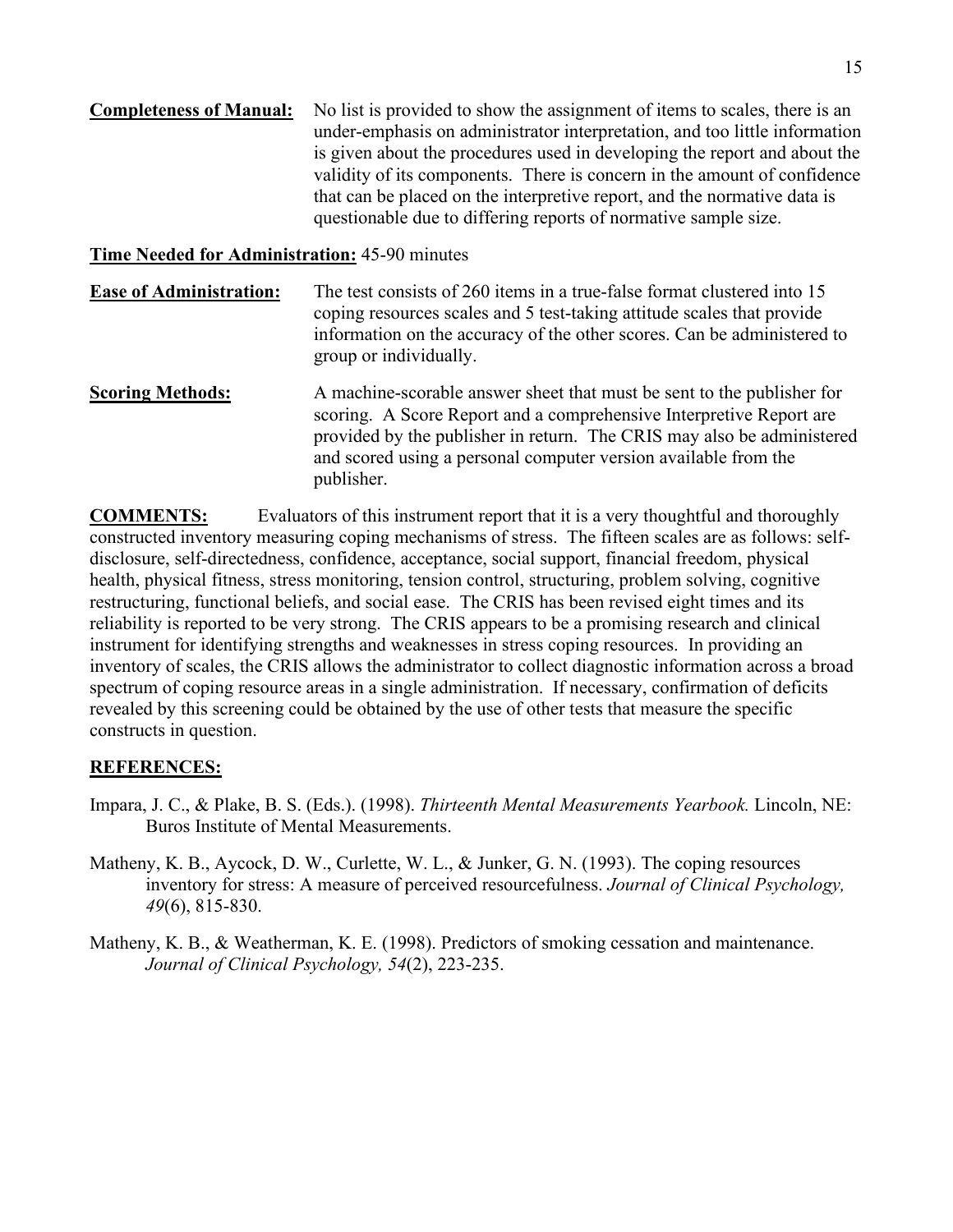**Completeness of Manual:** No list is provided to show the assignment of items to scales, there is an under-emphasis on administrator interpretation, and too little information is given about the procedures used in developing the report and about the validity of its components. There is concern in the amount of confidence that can be placed on the interpretive report, and the normative data is questionable due to differing reports of normative sample size.

**Time Needed for Administration:** 45-90 minutes

**Ease of Administration:** The test consists of 260 items in a true-false format clustered into 15 coping resources scales and 5 test-taking attitude scales that provide information on the accuracy of the other scores. Can be administered to group or individually.

**Scoring Methods:** A machine-scorable answer sheet that must be sent to the publisher for scoring. A Score Report and a comprehensive Interpretive Report are provided by the publisher in return. The CRIS may also be administered and scored using a personal computer version available from the publisher.

**COMMENTS:** Evaluators of this instrument report that it is a very thoughtful and thoroughly constructed inventory measuring coping mechanisms of stress. The fifteen scales are as follows: self-disclosure, self-directedness, confidence, acceptance, social support, financial freedom, physical health, physical fitness, stress monitoring, tension control, structuring, problem solving, cognitive restructuring, functional beliefs, and social ease. The CRIS has been revised eight times and its reliability is reported to be very strong. The CRIS appears to be a promising research and clinical instrument for identifying strengths and weaknesses in stress coping resources. In providing an inventory of scales, the CRIS allows the administrator to collect diagnostic information across a broad spectrum of coping resource areas in a single administration. If necessary, confirmation of deficits revealed by this screening could be obtained by the use of other tests that measure the specific constructs in question.

**REFERENCES:**

Impara, J. C., & Plake, B. S. (Eds.). (1998). *Thirteenth Mental Measurements Yearbook.* Lincoln, NE: Buros Institute of Mental Measurements.

Matheny, K. B., Aycock, D. W., Curlette, W. L., & Junker, G. N. (1993). The coping resources inventory for stress: A measure of perceived resourcefulness. *Journal of Clinical Psychology, 49*(6), 815-830.

Matheny, K. B., & Weatherman, K. E. (1998). Predictors of smoking cessation and maintenance. *Journal of Clinical Psychology, 54*(2), 223-235.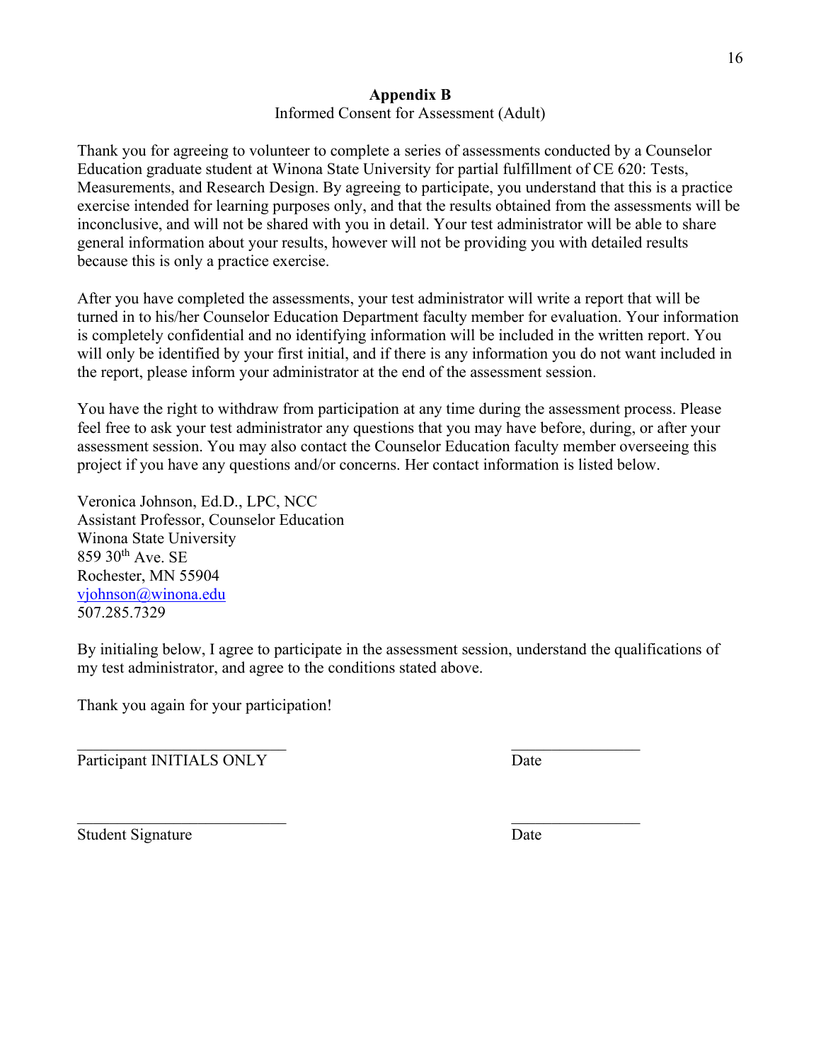## Appendix B

Informed Consent for Assessment (Adult)

Thank you for agreeing to volunteer to complete a series of assessments conducted by a Counselor Education graduate student at Winona State University for partial fulfillment of CE 620: Tests, Measurements, and Research Design. By agreeing to participate, you understand that this is a practice exercise intended for learning purposes only, and that the results obtained from the assessments will be inconclusive, and will not be shared with you in detail. Your test administrator will be able to share general information about your results, however will not be providing you with detailed results because this is only a practice exercise.

After you have completed the assessments, your test administrator will write a report that will be turned in to his/her Counselor Education Department faculty member for evaluation. Your information is completely confidential and no identifying information will be included in the written report. You will only be identified by your first initial, and if there is any information you do not want included in the report, please inform your administrator at the end of the assessment session.

You have the right to withdraw from participation at any time during the assessment process. Please feel free to ask your test administrator any questions that you may have before, during, or after your assessment session. You may also contact the Counselor Education faculty member overseeing this project if you have any questions and/or concerns. Her contact information is listed below.

Veronica Johnson, Ed.D., LPC, NCC
Assistant Professor, Counselor Education
Winona State University
859 30th Ave. SE
Rochester, MN 55904
vjohnson@winona.edu
507.285.7329

By initialing below, I agree to participate in the assessment session, understand the qualifications of my test administrator, and agree to the conditions stated above.

Thank you again for your participation!

\_\_\_\_\_\_\_\_\_\_\_\_\_\_\_\_\_\_\_\_\_\_\_\_\_\_ \_\_\_\_\_\_\_\_\_\_\_\_\_\_\_\_

Participant INITIALS ONLY Date

\_\_\_\_\_\_\_\_\_\_\_\_\_\_\_\_\_\_\_\_\_\_\_\_\_\_ \_\_\_\_\_\_\_\_\_\_\_\_\_\_\_\_

Student Signature Date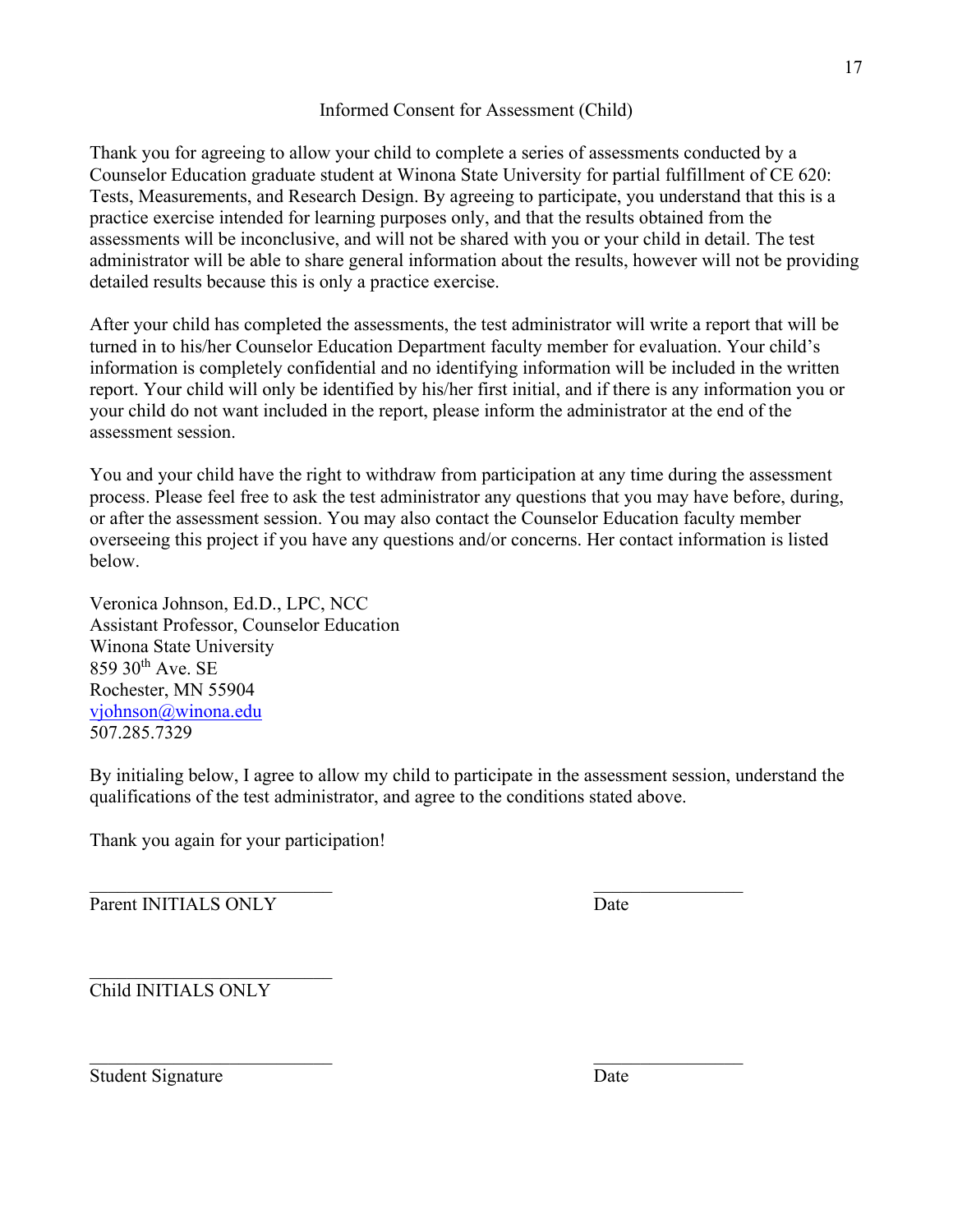## Informed Consent for Assessment (Child)

Thank you for agreeing to allow your child to complete a series of assessments conducted by a Counselor Education graduate student at Winona State University for partial fulfillment of CE 620: Tests, Measurements, and Research Design. By agreeing to participate, you understand that this is a practice exercise intended for learning purposes only, and that the results obtained from the assessments will be inconclusive, and will not be shared with you or your child in detail. The test administrator will be able to share general information about the results, however will not be providing detailed results because this is only a practice exercise.

After your child has completed the assessments, the test administrator will write a report that will be turned in to his/her Counselor Education Department faculty member for evaluation. Your child's information is completely confidential and no identifying information will be included in the written report. Your child will only be identified by his/her first initial, and if there is any information you or your child do not want included in the report, please inform the administrator at the end of the assessment session.

You and your child have the right to withdraw from participation at any time during the assessment process. Please feel free to ask the test administrator any questions that you may have before, during, or after the assessment session. You may also contact the Counselor Education faculty member overseeing this project if you have any questions and/or concerns. Her contact information is listed below.

Veronica Johnson, Ed.D., LPC, NCC  
Assistant Professor, Counselor Education  
Winona State University  
859 30th Ave. SE  
Rochester, MN 55904  
vjohnson@winona.edu  
507.285.7329

By initialing below, I agree to allow my child to participate in the assessment session, understand the qualifications of the test administrator, and agree to the conditions stated above.

Thank you again for your participation!

\_\_\_\_\_\_\_\_\_\_\_\_\_\_\_\_\_\_\_\_\_\_\_\_\_\_ \_\_\_\_\_\_\_\_\_\_\_\_\_\_\_\_  
Parent INITIALS ONLY Date

\_\_\_\_\_\_\_\_\_\_\_\_\_\_\_\_\_\_\_\_\_\_\_\_\_\_  
Child INITIALS ONLY

\_\_\_\_\_\_\_\_\_\_\_\_\_\_\_\_\_\_\_\_\_\_\_\_\_\_ \_\_\_\_\_\_\_\_\_\_\_\_\_\_\_\_  
Student Signature Date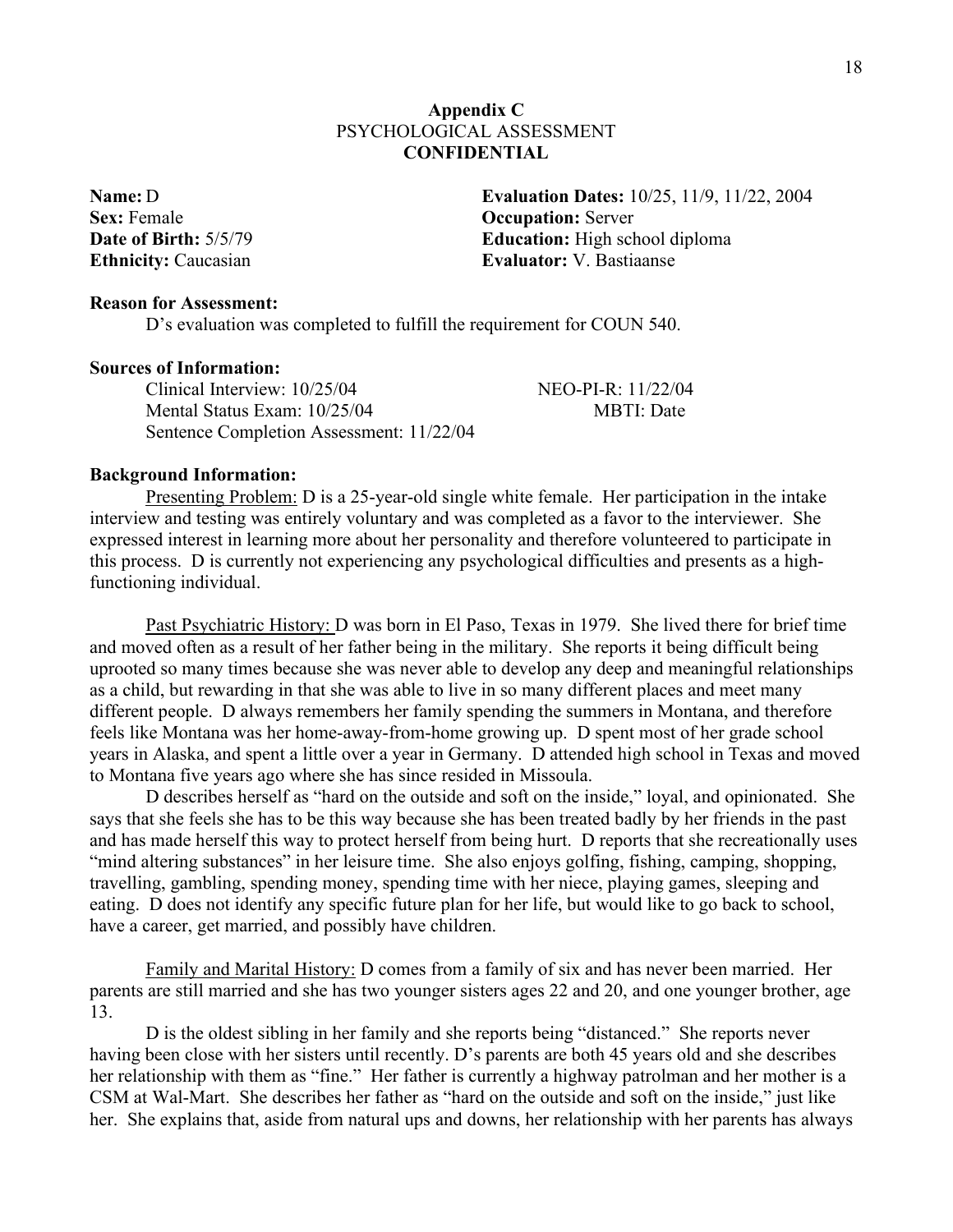## Appendix C

## PSYCHOLOGICAL ASSESSMENT

## CONFIDENTIAL

**Name:** D

**Sex:** Female

**Date of Birth:** 5/5/79

**Ethnicity:** Caucasian

**Evaluation Dates:** 10/25, 11/9, 11/22, 2004

**Occupation:** Server

**Education:** High school diploma

**Evaluator:** V. Bastiaanse

**Reason for Assessment:**

D's evaluation was completed to fulfill the requirement for COUN 540.

**Sources of Information:**

Clinical Interview: 10/25/04
Mental Status Exam: 10/25/04
Sentence Completion Assessment: 11/22/04
NEO-PI-R: 11/22/04
MBTI: Date

**Background Information:**

Presenting Problem: D is a 25-year-old single white female. Her participation in the intake interview and testing was entirely voluntary and was completed as a favor to the interviewer. She expressed interest in learning more about her personality and therefore volunteered to participate in this process. D is currently not experiencing any psychological difficulties and presents as a high-functioning individual.

Past Psychiatric History: D was born in El Paso, Texas in 1979. She lived there for brief time and moved often as a result of her father being in the military. She reports it being difficult being uprooted so many times because she was never able to develop any deep and meaningful relationships as a child, but rewarding in that she was able to live in so many different places and meet many different people. D always remembers her family spending the summers in Montana, and therefore feels like Montana was her home-away-from-home growing up. D spent most of her grade school years in Alaska, and spent a little over a year in Germany. D attended high school in Texas and moved to Montana five years ago where she has since resided in Missoula.

D describes herself as "hard on the outside and soft on the inside," loyal, and opinionated. She says that she feels she has to be this way because she has been treated badly by her friends in the past and has made herself this way to protect herself from being hurt. D reports that she recreationally uses "mind altering substances" in her leisure time. She also enjoys golfing, fishing, camping, shopping, travelling, gambling, spending money, spending time with her niece, playing games, sleeping and eating. D does not identify any specific future plan for her life, but would like to go back to school, have a career, get married, and possibly have children.

Family and Marital History: D comes from a family of six and has never been married. Her parents are still married and she has two younger sisters ages 22 and 20, and one younger brother, age 13.

D is the oldest sibling in her family and she reports being "distanced." She reports never having been close with her sisters until recently. D's parents are both 45 years old and she describes her relationship with them as "fine." Her father is currently a highway patrolman and her mother is a CSM at Wal-Mart. She describes her father as "hard on the outside and soft on the inside," just like her. She explains that, aside from natural ups and downs, her relationship with her parents has always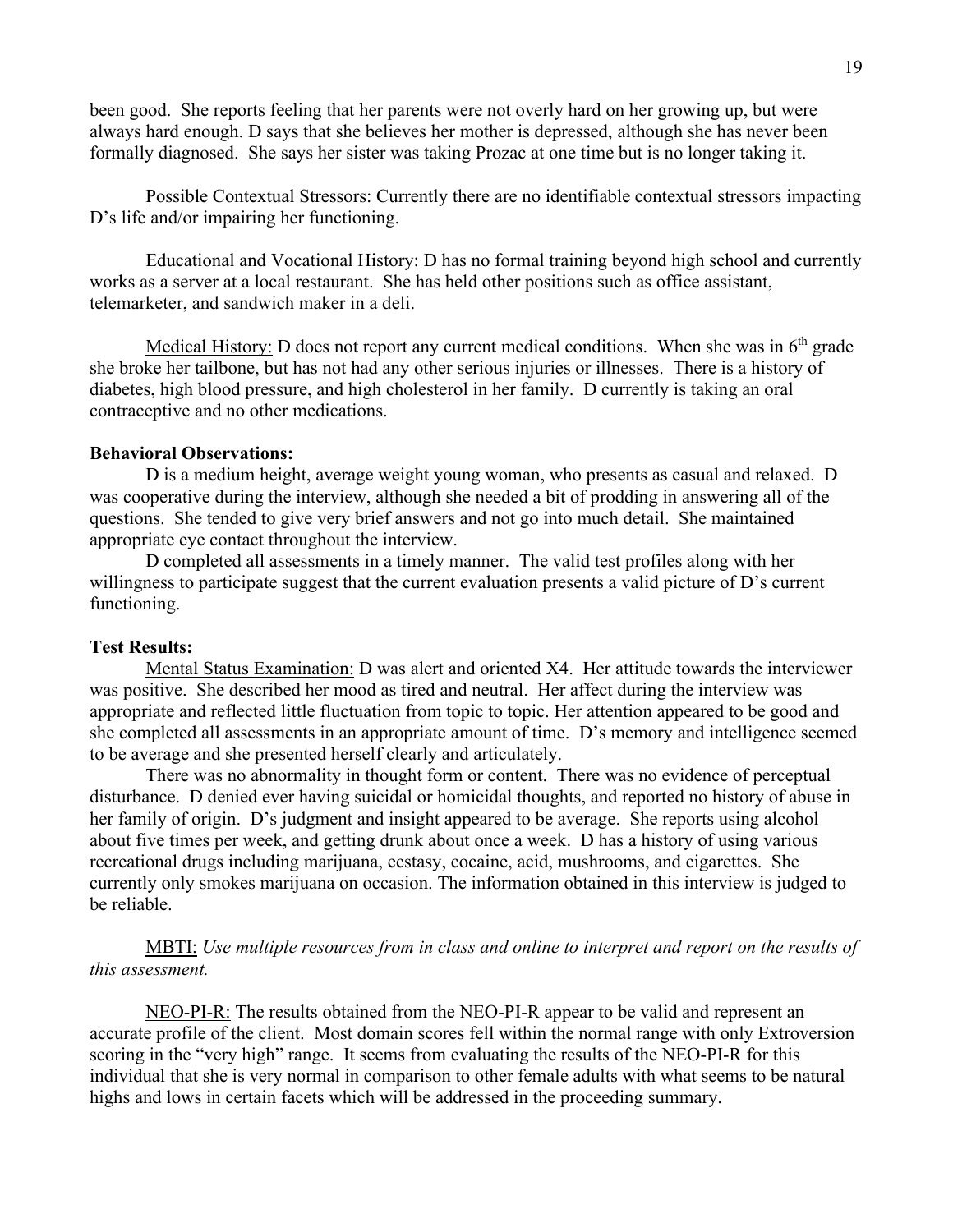been good. She reports feeling that her parents were not overly hard on her growing up, but were always hard enough. D says that she believes her mother is depressed, although she has never been formally diagnosed. She says her sister was taking Prozac at one time but is no longer taking it.

<u>Possible Contextual Stressors:</u> Currently there are no identifiable contextual stressors impacting D's life and/or impairing her functioning.

<u>Educational and Vocational History:</u> D has no formal training beyond high school and currently works as a server at a local restaurant. She has held other positions such as office assistant, telemarketer, and sandwich maker in a deli.

<u>Medical History:</u> D does not report any current medical conditions. When she was in 6th grade she broke her tailbone, but has not had any other serious injuries or illnesses. There is a history of diabetes, high blood pressure, and high cholesterol in her family. D currently is taking an oral contraceptive and no other medications.

**Behavioral Observations:**

D is a medium height, average weight young woman, who presents as casual and relaxed. D was cooperative during the interview, although she needed a bit of prodding in answering all of the questions. She tended to give very brief answers and not go into much detail. She maintained appropriate eye contact throughout the interview.

D completed all assessments in a timely manner. The valid test profiles along with her willingness to participate suggest that the current evaluation presents a valid picture of D's current functioning.

**Test Results:**

<u>Mental Status Examination:</u> D was alert and oriented X4. Her attitude towards the interviewer was positive. She described her mood as tired and neutral. Her affect during the interview was appropriate and reflected little fluctuation from topic to topic. Her attention appeared to be good and she completed all assessments in an appropriate amount of time. D's memory and intelligence seemed to be average and she presented herself clearly and articulately.

There was no abnormality in thought form or content. There was no evidence of perceptual disturbance. D denied ever having suicidal or homicidal thoughts, and reported no history of abuse in her family of origin. D's judgment and insight appeared to be average. She reports using alcohol about five times per week, and getting drunk about once a week. D has a history of using various recreational drugs including marijuana, ecstasy, cocaine, acid, mushrooms, and cigarettes. She currently only smokes marijuana on occasion. The information obtained in this interview is judged to be reliable.

<u>MBTI:</u> *Use multiple resources from in class and online to interpret and report on the results of this assessment.*

<u>NEO-PI-R:</u> The results obtained from the NEO-PI-R appear to be valid and represent an accurate profile of the client. Most domain scores fell within the normal range with only Extroversion scoring in the "very high" range. It seems from evaluating the results of the NEO-PI-R for this individual that she is very normal in comparison to other female adults with what seems to be natural highs and lows in certain facets which will be addressed in the proceeding summary.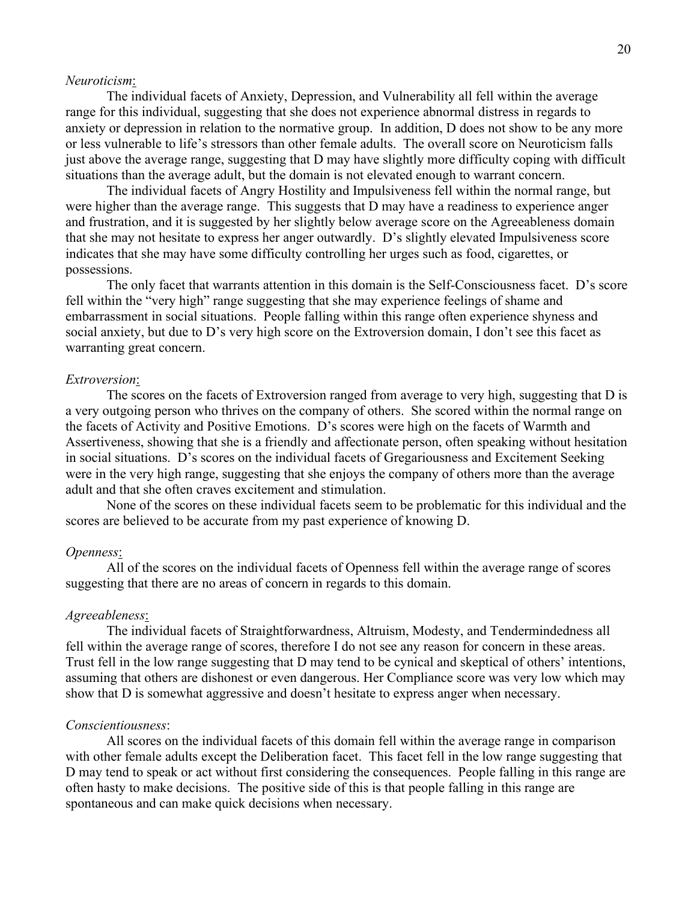*Neuroticism*:

The individual facets of Anxiety, Depression, and Vulnerability all fell within the average range for this individual, suggesting that she does not experience abnormal distress in regards to anxiety or depression in relation to the normative group. In addition, D does not show to be any more or less vulnerable to life's stressors than other female adults. The overall score on Neuroticism falls just above the average range, suggesting that D may have slightly more difficulty coping with difficult situations than the average adult, but the domain is not elevated enough to warrant concern.

The individual facets of Angry Hostility and Impulsiveness fell within the normal range, but were higher than the average range. This suggests that D may have a readiness to experience anger and frustration, and it is suggested by her slightly below average score on the Agreeableness domain that she may not hesitate to express her anger outwardly. D's slightly elevated Impulsiveness score indicates that she may have some difficulty controlling her urges such as food, cigarettes, or possessions.

The only facet that warrants attention in this domain is the Self-Consciousness facet. D's score fell within the "very high" range suggesting that she may experience feelings of shame and embarrassment in social situations. People falling within this range often experience shyness and social anxiety, but due to D's very high score on the Extroversion domain, I don't see this facet as warranting great concern.

*Extroversion*:

The scores on the facets of Extroversion ranged from average to very high, suggesting that D is a very outgoing person who thrives on the company of others. She scored within the normal range on the facets of Activity and Positive Emotions. D's scores were high on the facets of Warmth and Assertiveness, showing that she is a friendly and affectionate person, often speaking without hesitation in social situations. D's scores on the individual facets of Gregariousness and Excitement Seeking were in the very high range, suggesting that she enjoys the company of others more than the average adult and that she often craves excitement and stimulation.

None of the scores on these individual facets seem to be problematic for this individual and the scores are believed to be accurate from my past experience of knowing D.

*Openness*:

All of the scores on the individual facets of Openness fell within the average range of scores suggesting that there are no areas of concern in regards to this domain.

*Agreeableness*:

The individual facets of Straightforwardness, Altruism, Modesty, and Tendermindedness all fell within the average range of scores, therefore I do not see any reason for concern in these areas. Trust fell in the low range suggesting that D may tend to be cynical and skeptical of others' intentions, assuming that others are dishonest or even dangerous. Her Compliance score was very low which may show that D is somewhat aggressive and doesn't hesitate to express anger when necessary.

*Conscientiousness*:

All scores on the individual facets of this domain fell within the average range in comparison with other female adults except the Deliberation facet. This facet fell in the low range suggesting that D may tend to speak or act without first considering the consequences. People falling in this range are often hasty to make decisions. The positive side of this is that people falling in this range are spontaneous and can make quick decisions when necessary.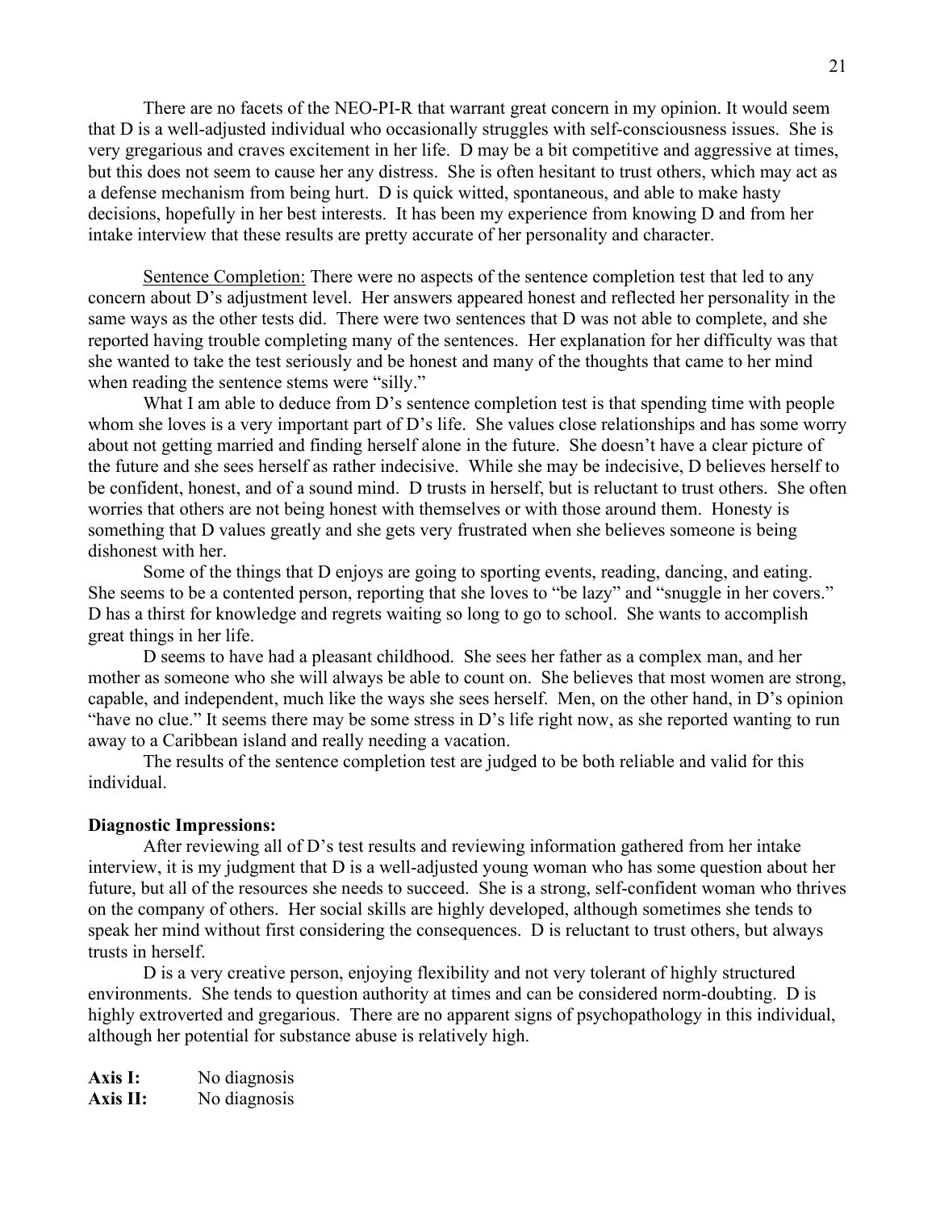There are no facets of the NEO-PI-R that warrant great concern in my opinion. It would seem that D is a well-adjusted individual who occasionally struggles with self-consciousness issues. She is very gregarious and craves excitement in her life. D may be a bit competitive and aggressive at times, but this does not seem to cause her any distress. She is often hesitant to trust others, which may act as a defense mechanism from being hurt. D is quick witted, spontaneous, and able to make hasty decisions, hopefully in her best interests. It has been my experience from knowing D and from her intake interview that these results are pretty accurate of her personality and character.

Sentence Completion: There were no aspects of the sentence completion test that led to any concern about D's adjustment level. Her answers appeared honest and reflected her personality in the same ways as the other tests did. There were two sentences that D was not able to complete, and she reported having trouble completing many of the sentences. Her explanation for her difficulty was that she wanted to take the test seriously and be honest and many of the thoughts that came to her mind when reading the sentence stems were "silly."

What I am able to deduce from D's sentence completion test is that spending time with people whom she loves is a very important part of D's life. She values close relationships and has some worry about not getting married and finding herself alone in the future. She doesn't have a clear picture of the future and she sees herself as rather indecisive. While she may be indecisive, D believes herself to be confident, honest, and of a sound mind. D trusts in herself, but is reluctant to trust others. She often worries that others are not being honest with themselves or with those around them. Honesty is something that D values greatly and she gets very frustrated when she believes someone is being dishonest with her.

Some of the things that D enjoys are going to sporting events, reading, dancing, and eating. She seems to be a contented person, reporting that she loves to "be lazy" and "snuggle in her covers." D has a thirst for knowledge and regrets waiting so long to go to school. She wants to accomplish great things in her life.

D seems to have had a pleasant childhood. She sees her father as a complex man, and her mother as someone who she will always be able to count on. She believes that most women are strong, capable, and independent, much like the ways she sees herself. Men, on the other hand, in D's opinion "have no clue." It seems there may be some stress in D's life right now, as she reported wanting to run away to a Caribbean island and really needing a vacation.

The results of the sentence completion test are judged to be both reliable and valid for this individual.

**Diagnostic Impressions:**

After reviewing all of D's test results and reviewing information gathered from her intake interview, it is my judgment that D is a well-adjusted young woman who has some question about her future, but all of the resources she needs to succeed. She is a strong, self-confident woman who thrives on the company of others. Her social skills are highly developed, although sometimes she tends to speak her mind without first considering the consequences. D is reluctant to trust others, but always trusts in herself.

D is a very creative person, enjoying flexibility and not very tolerant of highly structured environments. She tends to question authority at times and can be considered norm-doubting. D is highly extroverted and gregarious. There are no apparent signs of psychopathology in this individual, although her potential for substance abuse is relatively high.

**Axis I:** No diagnosis
**Axis II:** No diagnosis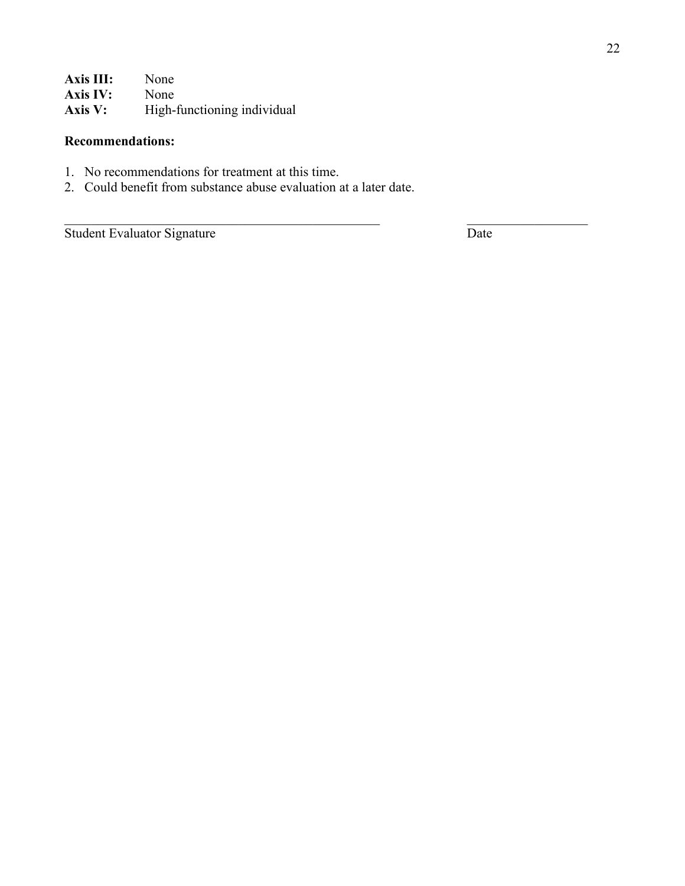**Axis III:** None
**Axis IV:** None
**Axis V:** High-functioning individual

**Recommendations:**

1. No recommendations for treatment at this time.
2. Could benefit from substance abuse evaluation at a later date.

\_\_\_\_\_\_\_\_\_\_\_\_\_\_\_\_\_\_\_\_\_\_\_\_\_\_\_\_\_\_\_\_\_\_\_\_\_\_\_\_\_\_\_\_\_\_\_\_ \_\_\_\_\_\_\_\_\_\_\_\_\_\_\_\_\_\_\_\_

Student Evaluator Signature Date